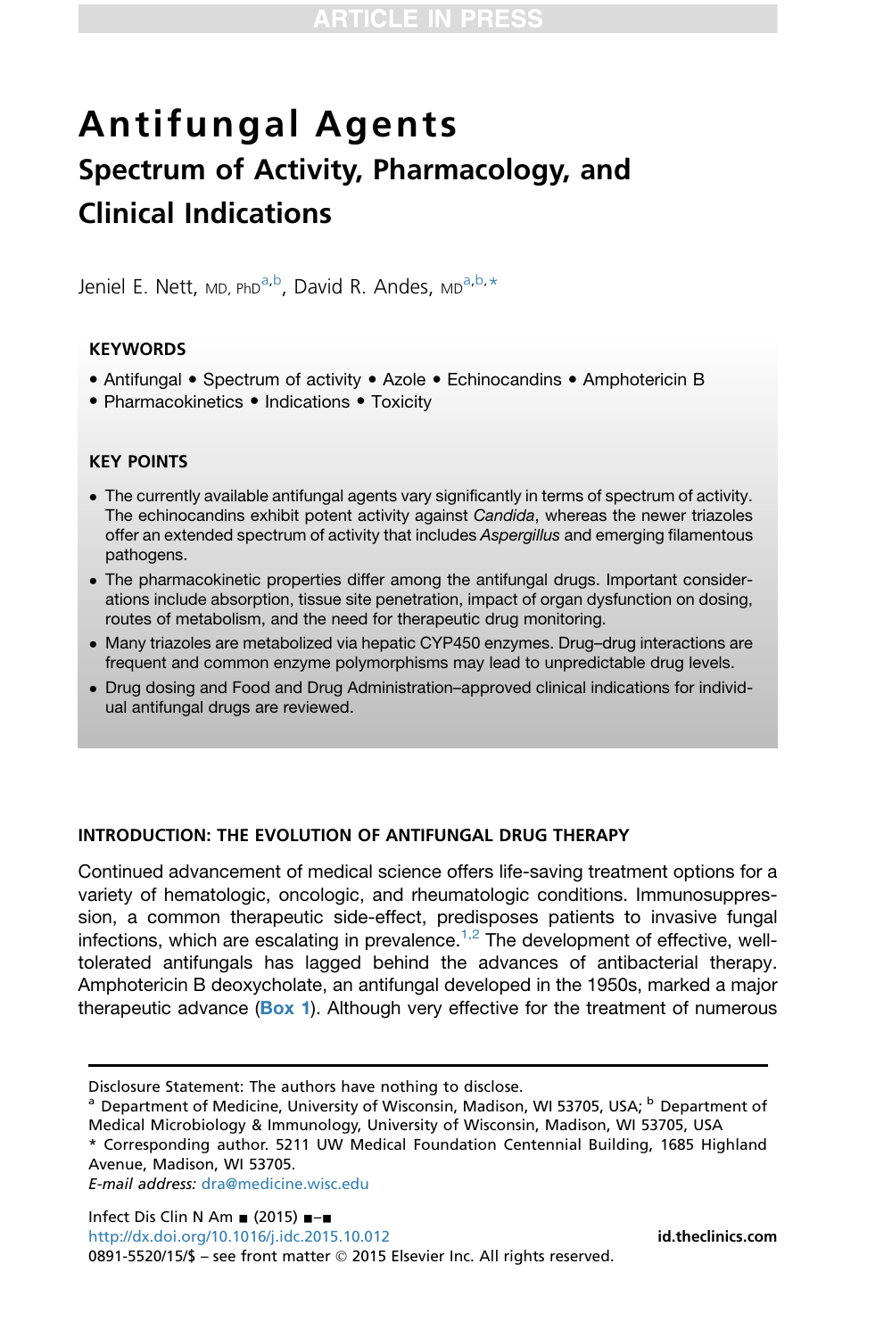# Antifungal Agents

## Spectrum of Activity, Pharmacology, and Clinical Indications

Jeniel E. Nett, MD, PhD[a,b], David R. Andes, MD[a,b,*]

### KEYWORDS

- Antifungal • Spectrum of activity • Azole • Echinocandins • Amphotericin B
- Pharmacokinetics • Indications • Toxicity

### KEY POINTS

- The currently available antifungal agents vary significantly in terms of spectrum of activity. The echinocandins exhibit potent activity against *Candida*, whereas the newer triazoles offer an extended spectrum of activity that includes *Aspergillus* and emerging filamentous pathogens.
- The pharmacokinetic properties differ among the antifungal drugs. Important considerations include absorption, tissue site penetration, impact of organ dysfunction on dosing, routes of metabolism, and the need for therapeutic drug monitoring.
- Many triazoles are metabolized via hepatic CYP450 enzymes. Drug–drug interactions are frequent and common enzyme polymorphisms may lead to unpredictable drug levels.
- Drug dosing and Food and Drug Administration–approved clinical indications for individual antifungal drugs are reviewed.

### INTRODUCTION: THE EVOLUTION OF ANTIFUNGAL DRUG THERAPY

Continued advancement of medical science offers life-saving treatment options for a variety of hematologic, oncologic, and rheumatologic conditions. Immunosuppression, a common therapeutic side-effect, predisposes patients to invasive fungal infections, which are escalating in prevalence.[1,2] The development of effective, well-tolerated antifungals has lagged behind the advances of antibacterial therapy. Amphotericin B deoxycholate, an antifungal developed in the 1950s, marked a major therapeutic advance (**Box 1**). Although very effective for the treatment of numerous

---

Disclosure Statement: The authors have nothing to disclose.

[a] Department of Medicine, University of Wisconsin, Madison, WI 53705, USA; [b] Department of Medical Microbiology & Immunology, University of Wisconsin, Madison, WI 53705, USA

* Corresponding author. 5211 UW Medical Foundation Centennial Building, 1685 Highland Avenue, Madison, WI 53705.

*E-mail address:* dra@medicine.wisc.edu

Infect Dis Clin N Am ■ (2015) ■–■
http://dx.doi.org/10.1016/j.idc.2015.10.012
0891-5520/15/$ – see front matter © 2015 Elsevier Inc. All rights reserved.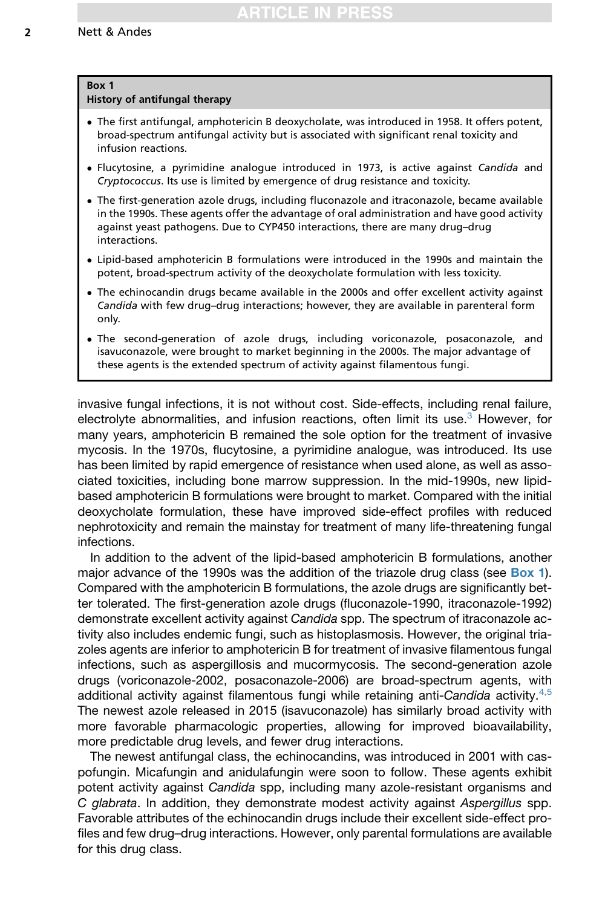**Box 1**
**History of antifungal therapy**

- The first antifungal, amphotericin B deoxycholate, was introduced in 1958. It offers potent, broad-spectrum antifungal activity but is associated with significant renal toxicity and infusion reactions.
- Flucytosine, a pyrimidine analogue introduced in 1973, is active against *Candida* and *Cryptococcus*. Its use is limited by emergence of drug resistance and toxicity.
- The first-generation azole drugs, including fluconazole and itraconazole, became available in the 1990s. These agents offer the advantage of oral administration and have good activity against yeast pathogens. Due to CYP450 interactions, there are many drug–drug interactions.
- Lipid-based amphotericin B formulations were introduced in the 1990s and maintain the potent, broad-spectrum activity of the deoxycholate formulation with less toxicity.
- The echinocandin drugs became available in the 2000s and offer excellent activity against *Candida* with few drug–drug interactions; however, they are available in parenteral form only.
- The second-generation of azole drugs, including voriconazole, posaconazole, and isavuconazole, were brought to market beginning in the 2000s. The major advantage of these agents is the extended spectrum of activity against filamentous fungi.

invasive fungal infections, it is not without cost. Side-effects, including renal failure, electrolyte abnormalities, and infusion reactions, often limit its use.[3] However, for many years, amphotericin B remained the sole option for the treatment of invasive mycosis. In the 1970s, flucytosine, a pyrimidine analogue, was introduced. Its use has been limited by rapid emergence of resistance when used alone, as well as associated toxicities, including bone marrow suppression. In the mid-1990s, new lipid-based amphotericin B formulations were brought to market. Compared with the initial deoxycholate formulation, these have improved side-effect profiles with reduced nephrotoxicity and remain the mainstay for treatment of many life-threatening fungal infections.

In addition to the advent of the lipid-based amphotericin B formulations, another major advance of the 1990s was the addition of the triazole drug class (see **Box 1**). Compared with the amphotericin B formulations, the azole drugs are significantly better tolerated. The first-generation azole drugs (fluconazole-1990, itraconazole-1992) demonstrate excellent activity against *Candida* spp. The spectrum of itraconazole activity also includes endemic fungi, such as histoplasmosis. However, the original triazoles agents are inferior to amphotericin B for treatment of invasive filamentous fungal infections, such as aspergillosis and mucormycosis. The second-generation azole drugs (voriconazole-2002, posaconazole-2006) are broad-spectrum agents, with additional activity against filamentous fungi while retaining anti-*Candida* activity.[4,5] The newest azole released in 2015 (isavuconazole) has similarly broad activity with more favorable pharmacologic properties, allowing for improved bioavailability, more predictable drug levels, and fewer drug interactions.

The newest antifungal class, the echinocandins, was introduced in 2001 with caspofungin. Micafungin and anidulafungin were soon to follow. These agents exhibit potent activity against *Candida* spp, including many azole-resistant organisms and *C glabrata*. In addition, they demonstrate modest activity against *Aspergillus* spp. Favorable attributes of the echinocandin drugs include their excellent side-effect profiles and few drug–drug interactions. However, only parental formulations are available for this drug class.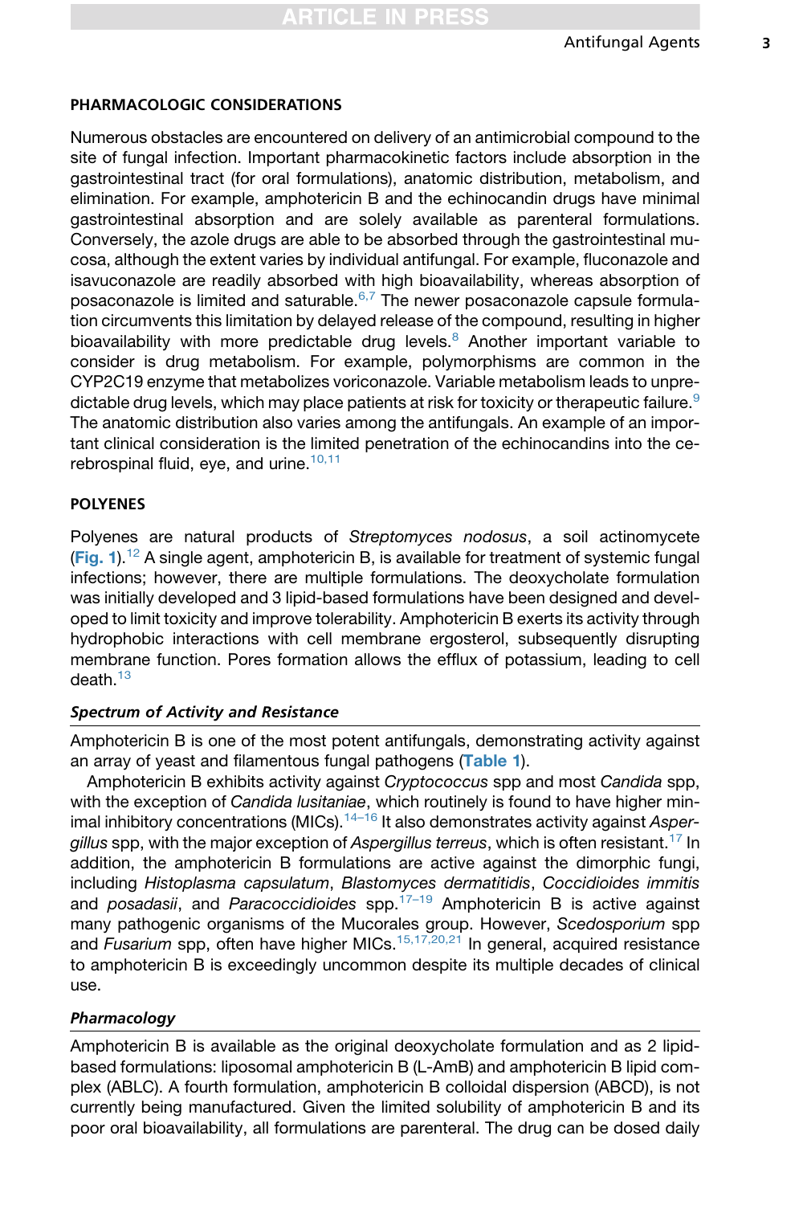## PHARMACOLOGIC CONSIDERATIONS

Numerous obstacles are encountered on delivery of an antimicrobial compound to the site of fungal infection. Important pharmacokinetic factors include absorption in the gastrointestinal tract (for oral formulations), anatomic distribution, metabolism, and elimination. For example, amphotericin B and the echinocandin drugs have minimal gastrointestinal absorption and are solely available as parenteral formulations. Conversely, the azole drugs are able to be absorbed through the gastrointestinal mucosa, although the extent varies by individual antifungal. For example, fluconazole and isavuconazole are readily absorbed with high bioavailability, whereas absorption of posaconazole is limited and saturable.[6,7] The newer posaconazole capsule formulation circumvents this limitation by delayed release of the compound, resulting in higher bioavailability with more predictable drug levels.[8] Another important variable to consider is drug metabolism. For example, polymorphisms are common in the CYP2C19 enzyme that metabolizes voriconazole. Variable metabolism leads to unpredictable drug levels, which may place patients at risk for toxicity or therapeutic failure.[9] The anatomic distribution also varies among the antifungals. An example of an important clinical consideration is the limited penetration of the echinocandins into the cerebrospinal fluid, eye, and urine.[10,11]

## POLYENES

Polyenes are natural products of *Streptomyces nodosus*, a soil actinomycete (**Fig. 1**).[12] A single agent, amphotericin B, is available for treatment of systemic fungal infections; however, there are multiple formulations. The deoxycholate formulation was initially developed and 3 lipid-based formulations have been designed and developed to limit toxicity and improve tolerability. Amphotericin B exerts its activity through hydrophobic interactions with cell membrane ergosterol, subsequently disrupting membrane function. Pores formation allows the efflux of potassium, leading to cell death.[13]

### *Spectrum of Activity and Resistance*

Amphotericin B is one of the most potent antifungals, demonstrating activity against an array of yeast and filamentous fungal pathogens (**Table 1**).

Amphotericin B exhibits activity against *Cryptococcus* spp and most *Candida* spp, with the exception of *Candida lusitaniae*, which routinely is found to have higher minimal inhibitory concentrations (MICs).[14–16] It also demonstrates activity against *Aspergillus* spp, with the major exception of *Aspergillus terreus*, which is often resistant.[17] In addition, the amphotericin B formulations are active against the dimorphic fungi, including *Histoplasma capsulatum*, *Blastomyces dermatitidis*, *Coccidioides immitis* and *posadasii*, and *Paracoccidioides* spp.[17–19] Amphotericin B is active against many pathogenic organisms of the Mucorales group. However, *Scedosporium* spp and *Fusarium* spp, often have higher MICs.[15,17,20,21] In general, acquired resistance to amphotericin B is exceedingly uncommon despite its multiple decades of clinical use.

### *Pharmacology*

Amphotericin B is available as the original deoxycholate formulation and as 2 lipid-based formulations: liposomal amphotericin B (L-AmB) and amphotericin B lipid complex (ABLC). A fourth formulation, amphotericin B colloidal dispersion (ABCD), is not currently being manufactured. Given the limited solubility of amphotericin B and its poor oral bioavailability, all formulations are parenteral. The drug can be dosed daily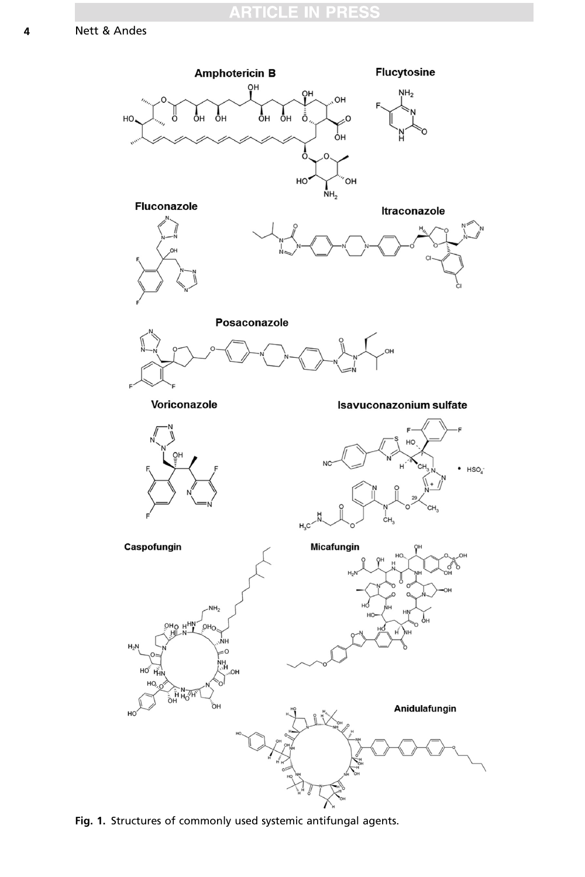Fig. 1. Structures of commonly used systemic antifungal agents.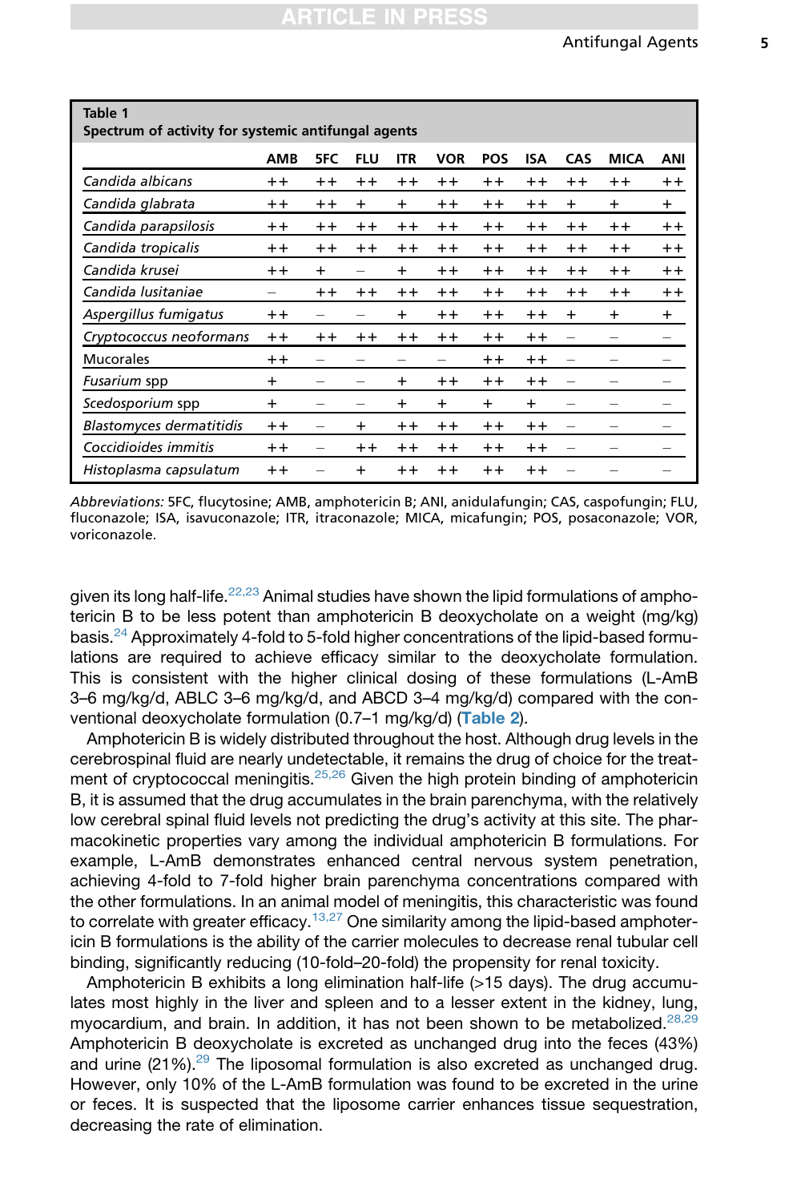**Table 1**
**Spectrum of activity for systemic antifungal agents**

| | AMB | 5FC | FLU | ITR | VOR | POS | ISA | CAS | MICA | ANI |
|---|---|---|---|---|---|---|---|---|---|---|
| *Candida albicans* | ++ | ++ | ++ | ++ | ++ | ++ | ++ | ++ | ++ | ++ |
| *Candida glabrata* | ++ | ++ | + | + | ++ | ++ | ++ | + | + | + |
| *Candida parapsilosis* | ++ | ++ | ++ | ++ | ++ | ++ | ++ | ++ | ++ | ++ |
| *Candida tropicalis* | ++ | ++ | ++ | ++ | ++ | ++ | ++ | ++ | ++ | ++ |
| *Candida krusei* | ++ | + | – | + | ++ | ++ | ++ | ++ | ++ | ++ |
| *Candida lusitaniae* | – | ++ | ++ | ++ | ++ | ++ | ++ | ++ | ++ | ++ |
| *Aspergillus fumigatus* | ++ | – | – | + | ++ | ++ | ++ | + | + | + |
| *Cryptococcus neoformans* | ++ | ++ | ++ | ++ | ++ | ++ | ++ | – | – | – |
| Mucorales | ++ | – | – | – | – | ++ | ++ | – | – | – |
| *Fusarium* spp | + | – | – | + | ++ | ++ | ++ | – | – | – |
| *Scedosporium* spp | + | – | – | + | + | + | + | – | – | – |
| *Blastomyces dermatitidis* | ++ | – | + | ++ | ++ | ++ | ++ | – | – | – |
| *Coccidioides immitis* | ++ | – | ++ | ++ | ++ | ++ | ++ | – | – | – |
| *Histoplasma capsulatum* | ++ | – | + | ++ | ++ | ++ | ++ | – | – | – |

*Abbreviations:* 5FC, flucytosine; AMB, amphotericin B; ANI, anidulafungin; CAS, caspofungin; FLU, fluconazole; ISA, isavuconazole; ITR, itraconazole; MICA, micafungin; POS, posaconazole; VOR, voriconazole.

given its long half-life.[22,23] Animal studies have shown the lipid formulations of amphotericin B to be less potent than amphotericin B deoxycholate on a weight (mg/kg) basis.[24] Approximately 4-fold to 5-fold higher concentrations of the lipid-based formulations are required to achieve efficacy similar to the deoxycholate formulation. This is consistent with the higher clinical dosing of these formulations (L-AmB 3–6 mg/kg/d, ABLC 3–6 mg/kg/d, and ABCD 3–4 mg/kg/d) compared with the conventional deoxycholate formulation (0.7–1 mg/kg/d) (Table 2).

Amphotericin B is widely distributed throughout the host. Although drug levels in the cerebrospinal fluid are nearly undetectable, it remains the drug of choice for the treatment of cryptococcal meningitis.[25,26] Given the high protein binding of amphotericin B, it is assumed that the drug accumulates in the brain parenchyma, with the relatively low cerebral spinal fluid levels not predicting the drug's activity at this site. The pharmacokinetic properties vary among the individual amphotericin B formulations. For example, L-AmB demonstrates enhanced central nervous system penetration, achieving 4-fold to 7-fold higher brain parenchyma concentrations compared with the other formulations. In an animal model of meningitis, this characteristic was found to correlate with greater efficacy.[13,27] One similarity among the lipid-based amphotericin B formulations is the ability of the carrier molecules to decrease renal tubular cell binding, significantly reducing (10-fold–20-fold) the propensity for renal toxicity.

Amphotericin B exhibits a long elimination half-life (>15 days). The drug accumulates most highly in the liver and spleen and to a lesser extent in the kidney, lung, myocardium, and brain. In addition, it has not been shown to be metabolized.[28,29] Amphotericin B deoxycholate is excreted as unchanged drug into the feces (43%) and urine (21%).[29] The liposomal formulation is also excreted as unchanged drug. However, only 10% of the L-AmB formulation was found to be excreted in the urine or feces. It is suspected that the liposome carrier enhances tissue sequestration, decreasing the rate of elimination.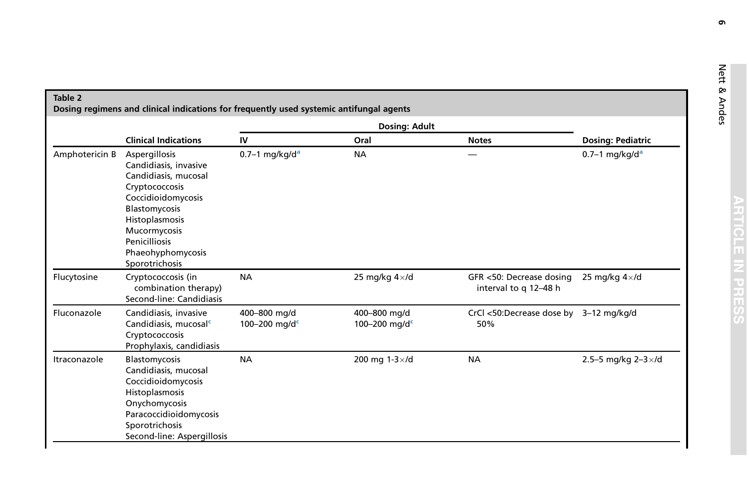**Table 2**
**Dosing regimens and clinical indications for frequently used systemic antifungal agents**

| | Clinical Indications | Dosing: Adult | | | Dosing: Pediatric |
|---|---|---|---|---|---|
| | | IV | Oral | Notes | |
| Amphotericin B | Aspergillosis<br>Candidiasis, invasive<br>Candidiasis, mucosal<br>Cryptococcosis<br>Coccidioidomycosis<br>Blastomycosis<br>Histoplasmosis<br>Mucormycosis<br>Penicilliosis<br>Phaeohyphomycosis<br>Sporotrichosis | 0.7–1 mg/kg/d[a] | NA | — | 0.7–1 mg/kg/d[a] |
| Flucytosine | Cryptococcosis (in combination therapy)<br>Second-line: Candidiasis | NA | 25 mg/kg 4×/d | GFR <50: Decrease dosing interval to q 12–48 h | 25 mg/kg 4×/d |
| Fluconazole | Candidiasis, invasive<br>Candidiasis, mucosal[c]<br>Cryptococcosis<br>Prophylaxis, candidiasis | 400–800 mg/d<br>100–200 mg/d[c] | 400–800 mg/d<br>100–200 mg/d[c] | CrCl <50:Decrease dose by 50% | 3–12 mg/kg/d |
| Itraconazole | Blastomycosis<br>Candidiasis, mucosal<br>Coccidioidomycosis<br>Histoplasmosis<br>Onychomycosis<br>Paracoccidioidomycosis<br>Sporotrichosis<br>Second-line: Aspergillosis | NA | 200 mg 1-3×/d | NA | 2.5–5 mg/kg 2–3×/d |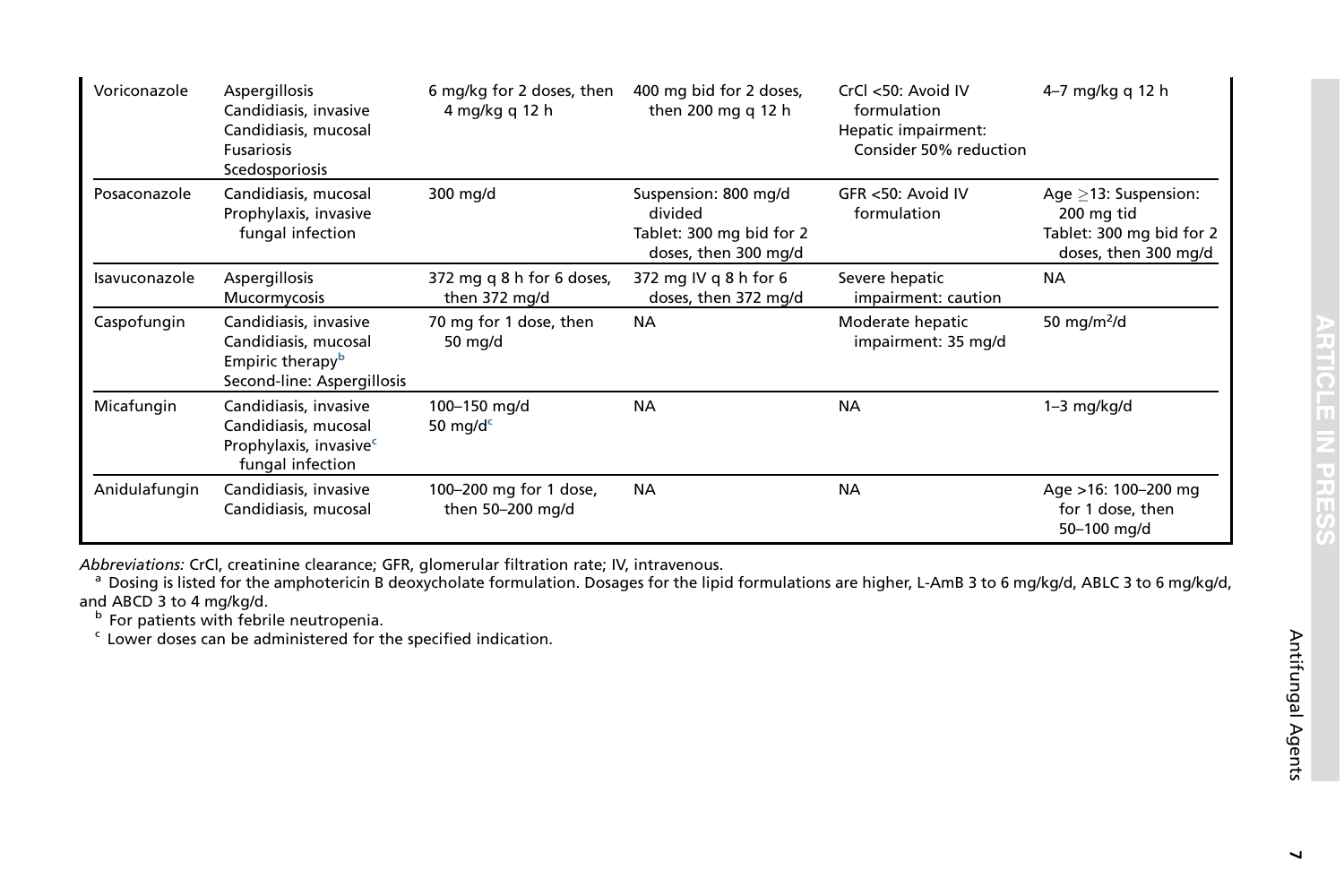| | | | | | |
|---|---|---|---|---|---|
| Voriconazole | Aspergillosis<br>Candidiasis, invasive<br>Candidiasis, mucosal<br>Fusariosis<br>Scedosporiosis | 6 mg/kg for 2 doses, then 4 mg/kg q 12 h | 400 mg bid for 2 doses, then 200 mg q 12 h | CrCl <50: Avoid IV formulation<br>Hepatic impairment: Consider 50% reduction | 4–7 mg/kg q 12 h |
| Posaconazole | Candidiasis, mucosal<br>Prophylaxis, invasive fungal infection | 300 mg/d | Suspension: 800 mg/d divided<br>Tablet: 300 mg bid for 2 doses, then 300 mg/d | GFR <50: Avoid IV formulation | Age ≥13: Suspension: 200 mg tid<br>Tablet: 300 mg bid for 2 doses, then 300 mg/d |
| Isavuconazole | Aspergillosis<br>Mucormycosis | 372 mg q 8 h for 6 doses, then 372 mg/d | 372 mg IV q 8 h for 6 doses, then 372 mg/d | Severe hepatic impairment: caution | NA |
| Caspofungin | Candidiasis, invasive<br>Candidiasis, mucosal<br>Empiric therapy[b]<br>Second-line: Aspergillosis | 70 mg for 1 dose, then 50 mg/d | NA | Moderate hepatic impairment: 35 mg/d | 50 mg/m$^2$/d |
| Micafungin | Candidiasis, invasive<br>Candidiasis, mucosal<br>Prophylaxis, invasive[c] fungal infection | 100–150 mg/d<br>50 mg/d[c] | NA | NA | 1–3 mg/kg/d |
| Anidulafungin | Candidiasis, invasive<br>Candidiasis, mucosal | 100–200 mg for 1 dose, then 50–200 mg/d | NA | NA | Age >16: 100–200 mg for 1 dose, then 50–100 mg/d |

*Abbreviations:* CrCl, creatinine clearance; GFR, glomerular filtration rate; IV, intravenous.

[a] Dosing is listed for the amphotericin B deoxycholate formulation. Dosages for the lipid formulations are higher, L-AmB 3 to 6 mg/kg/d, ABLC 3 to 6 mg/kg/d, and ABCD 3 to 4 mg/kg/d.

[b] For patients with febrile neutropenia.

[c] Lower doses can be administered for the specified indication.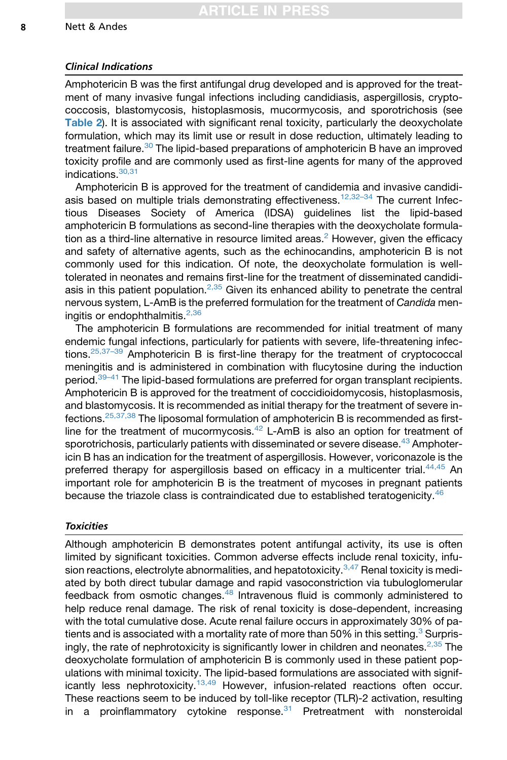### *Clinical Indications*

Amphotericin B was the first antifungal drug developed and is approved for the treatment of many invasive fungal infections including candidiasis, aspergillosis, cryptococcosis, blastomycosis, histoplasmosis, mucormycosis, and sporotrichosis (see **Table 2**). It is associated with significant renal toxicity, particularly the deoxycholate formulation, which may its limit use or result in dose reduction, ultimately leading to treatment failure.[30] The lipid-based preparations of amphotericin B have an improved toxicity profile and are commonly used as first-line agents for many of the approved indications.[30,31]

Amphotericin B is approved for the treatment of candidemia and invasive candidiasis based on multiple trials demonstrating effectiveness.[12,32–34] The current Infectious Diseases Society of America (IDSA) guidelines list the lipid-based amphotericin B formulations as second-line therapies with the deoxycholate formulation as a third-line alternative in resource limited areas.[2] However, given the efficacy and safety of alternative agents, such as the echinocandins, amphotericin B is not commonly used for this indication. Of note, the deoxycholate formulation is well-tolerated in neonates and remains first-line for the treatment of disseminated candidiasis in this patient population.[2,35] Given its enhanced ability to penetrate the central nervous system, L-AmB is the preferred formulation for the treatment of *Candida* meningitis or endophthalmitis.[2,36]

The amphotericin B formulations are recommended for initial treatment of many endemic fungal infections, particularly for patients with severe, life-threatening infections.[25,37–39] Amphotericin B is first-line therapy for the treatment of cryptococcal meningitis and is administered in combination with flucytosine during the induction period.[39–41] The lipid-based formulations are preferred for organ transplant recipients. Amphotericin B is approved for the treatment of coccidioidomycosis, histoplasmosis, and blastomycosis. It is recommended as initial therapy for the treatment of severe infections.[25,37,38] The liposomal formulation of amphotericin B is recommended as first-line for the treatment of mucormycosis.[42] L-AmB is also an option for treatment of sporotrichosis, particularly patients with disseminated or severe disease.[43] Amphotericin B has an indication for the treatment of aspergillosis. However, voriconazole is the preferred therapy for aspergillosis based on efficacy in a multicenter trial.[44,45] An important role for amphotericin B is the treatment of mycoses in pregnant patients because the triazole class is contraindicated due to established teratogenicity.[46]

### *Toxicities*

Although amphotericin B demonstrates potent antifungal activity, its use is often limited by significant toxicities. Common adverse effects include renal toxicity, infusion reactions, electrolyte abnormalities, and hepatotoxicity.[3,47] Renal toxicity is mediated by both direct tubular damage and rapid vasoconstriction via tubuloglomerular feedback from osmotic changes.[48] Intravenous fluid is commonly administered to help reduce renal damage. The risk of renal toxicity is dose-dependent, increasing with the total cumulative dose. Acute renal failure occurs in approximately 30% of patients and is associated with a mortality rate of more than 50% in this setting.[3] Surprisingly, the rate of nephrotoxicity is significantly lower in children and neonates.[2,35] The deoxycholate formulation of amphotericin B is commonly used in these patient populations with minimal toxicity. The lipid-based formulations are associated with significantly less nephrotoxicity.[13,49] However, infusion-related reactions often occur. These reactions seem to be induced by toll-like receptor (TLR)-2 activation, resulting in a proinflammatory cytokine response.[31] Pretreatment with nonsteroidal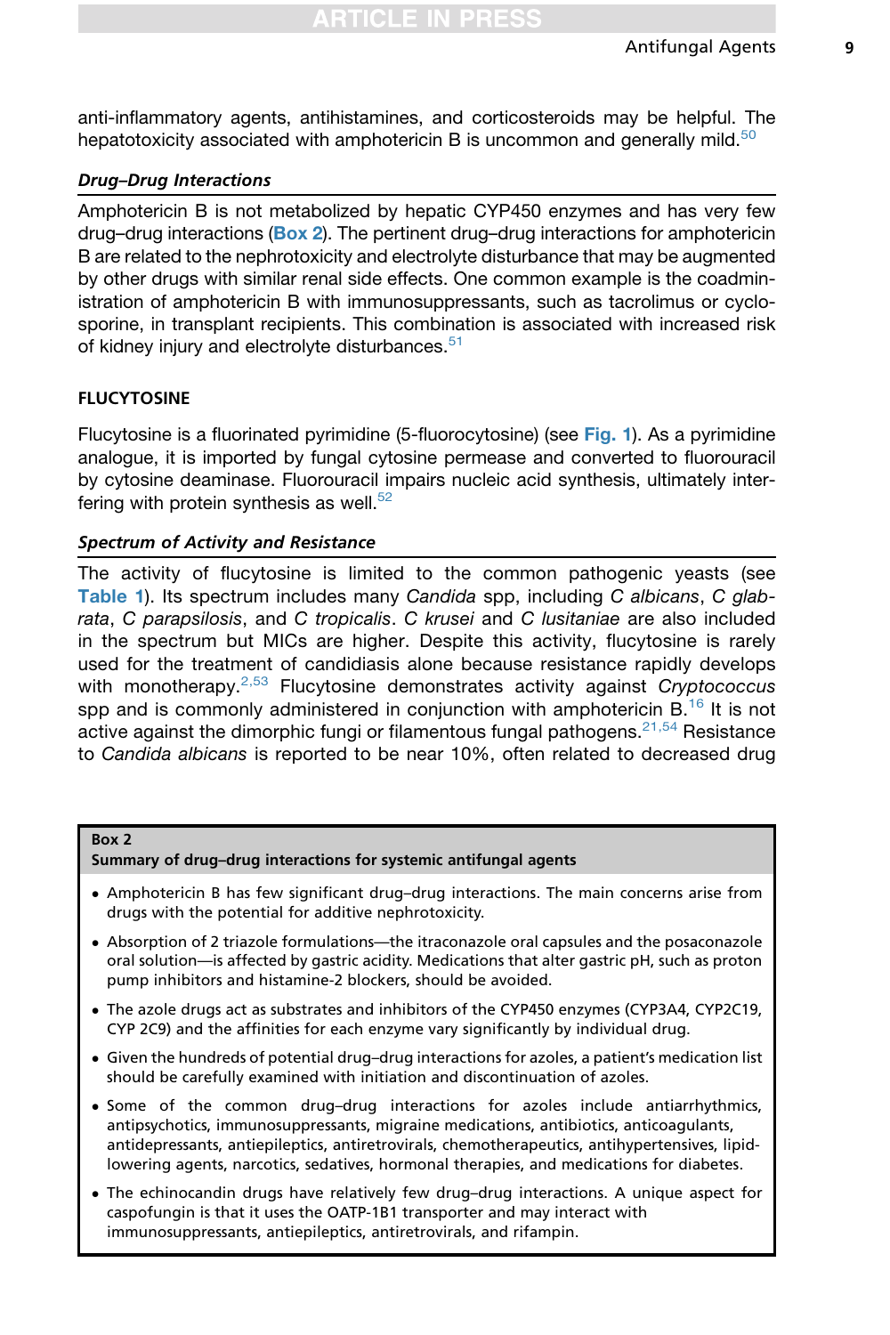anti-inflammatory agents, antihistamines, and corticosteroids may be helpful. The hepatotoxicity associated with amphotericin B is uncommon and generally mild.[50]

### *Drug–Drug Interactions*

Amphotericin B is not metabolized by hepatic CYP450 enzymes and has very few drug–drug interactions (Box 2). The pertinent drug–drug interactions for amphotericin B are related to the nephrotoxicity and electrolyte disturbance that may be augmented by other drugs with similar renal side effects. One common example is the coadministration of amphotericin B with immunosuppressants, such as tacrolimus or cyclosporine, in transplant recipients. This combination is associated with increased risk of kidney injury and electrolyte disturbances.[51]

## FLUCYTOSINE

Flucytosine is a fluorinated pyrimidine (5-fluorocytosine) (see Fig. 1). As a pyrimidine analogue, it is imported by fungal cytosine permease and converted to fluorouracil by cytosine deaminase. Fluorouracil impairs nucleic acid synthesis, ultimately interfering with protein synthesis as well.[52]

### *Spectrum of Activity and Resistance*

The activity of flucytosine is limited to the common pathogenic yeasts (see Table 1). Its spectrum includes many *Candida* spp, including *C albicans*, *C glabrata*, *C parapsilosis*, and *C tropicalis*. *C krusei* and *C lusitaniae* are also included in the spectrum but MICs are higher. Despite this activity, flucytosine is rarely used for the treatment of candidiasis alone because resistance rapidly develops with monotherapy.[2,53] Flucytosine demonstrates activity against *Cryptococcus* spp and is commonly administered in conjunction with amphotericin B.[16] It is not active against the dimorphic fungi or filamentous fungal pathogens.[21,54] Resistance to *Candida albicans* is reported to be near 10%, often related to decreased drug

> **Box 2**
> **Summary of drug–drug interactions for systemic antifungal agents**
>
> - Amphotericin B has few significant drug–drug interactions. The main concerns arise from drugs with the potential for additive nephrotoxicity.
> - Absorption of 2 triazole formulations—the itraconazole oral capsules and the posaconazole oral solution—is affected by gastric acidity. Medications that alter gastric pH, such as proton pump inhibitors and histamine-2 blockers, should be avoided.
> - The azole drugs act as substrates and inhibitors of the CYP450 enzymes (CYP3A4, CYP2C19, CYP 2C9) and the affinities for each enzyme vary significantly by individual drug.
> - Given the hundreds of potential drug–drug interactions for azoles, a patient's medication list should be carefully examined with initiation and discontinuation of azoles.
> - Some of the common drug–drug interactions for azoles include antiarrhythmics, antipsychotics, immunosuppressants, migraine medications, antibiotics, anticoagulants, antidepressants, antiepileptics, antiretrovirals, chemotherapeutics, antihypertensives, lipid-lowering agents, narcotics, sedatives, hormonal therapies, and medications for diabetes.
> - The echinocandin drugs have relatively few drug–drug interactions. A unique aspect for caspofungin is that it uses the OATP-1B1 transporter and may interact with immunosuppressants, antiepileptics, antiretrovirals, and rifampin.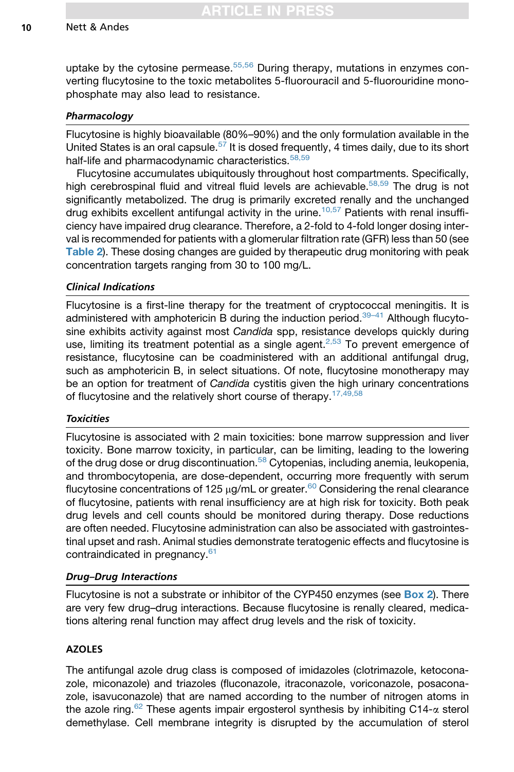uptake by the cytosine permease.[55,56] During therapy, mutations in enzymes converting flucytosine to the toxic metabolites 5-fluorouracil and 5-fluorouridine monophosphate may also lead to resistance.

### *Pharmacology*

Flucytosine is highly bioavailable (80%–90%) and the only formulation available in the United States is an oral capsule.[57] It is dosed frequently, 4 times daily, due to its short half-life and pharmacodynamic characteristics.[58,59]

Flucytosine accumulates ubiquitously throughout host compartments. Specifically, high cerebrospinal fluid and vitreal fluid levels are achievable.[58,59] The drug is not significantly metabolized. The drug is primarily excreted renally and the unchanged drug exhibits excellent antifungal activity in the urine.[10,57] Patients with renal insufficiency have impaired drug clearance. Therefore, a 2-fold to 4-fold longer dosing interval is recommended for patients with a glomerular filtration rate (GFR) less than 50 (see **Table 2**). These dosing changes are guided by therapeutic drug monitoring with peak concentration targets ranging from 30 to 100 mg/L.

### *Clinical Indications*

Flucytosine is a first-line therapy for the treatment of cryptococcal meningitis. It is administered with amphotericin B during the induction period.[39–41] Although flucytosine exhibits activity against most *Candida* spp, resistance develops quickly during use, limiting its treatment potential as a single agent.[2,53] To prevent emergence of resistance, flucytosine can be coadministered with an additional antifungal drug, such as amphotericin B, in select situations. Of note, flucytosine monotherapy may be an option for treatment of *Candida* cystitis given the high urinary concentrations of flucytosine and the relatively short course of therapy.[17,49,58]

### *Toxicities*

Flucytosine is associated with 2 main toxicities: bone marrow suppression and liver toxicity. Bone marrow toxicity, in particular, can be dose limiting, leading to the lowering of the drug dose or drug discontinuation.[58] Cytopenias, including anemia, leukopenia, and thrombocytopenia, are dose-dependent, occurring more frequently with serum flucytosine concentrations of 125 μg/mL or greater.[60] Considering the renal clearance of flucytosine, patients with renal insufficiency are at high risk for toxicity. Both peak drug levels and cell counts should be monitored during therapy. Dose reductions are often needed. Flucytosine administration can also be associated with gastrointestinal upset and rash. Animal studies demonstrate teratogenic effects and flucytosine is contraindicated in pregnancy.[61]

### *Drug–Drug Interactions*

Flucytosine is not a substrate or inhibitor of the CYP450 enzymes (see **Box 2**). There are very few drug–drug interactions. Because flucytosine is renally cleared, medications altering renal function may affect drug levels and the risk of toxicity.

## AZOLES

The antifungal azole drug class is composed of imidazoles (clotrimazole, ketoconazole, miconazole) and triazoles (fluconazole, itraconazole, voriconazole, posaconazole, isavuconazole) that are named according to the number of nitrogen atoms in the azole ring.[62] These agents impair ergosterol synthesis by inhibiting C14-$\alpha$ sterol demethylase. Cell membrane integrity is disrupted by the accumulation of sterol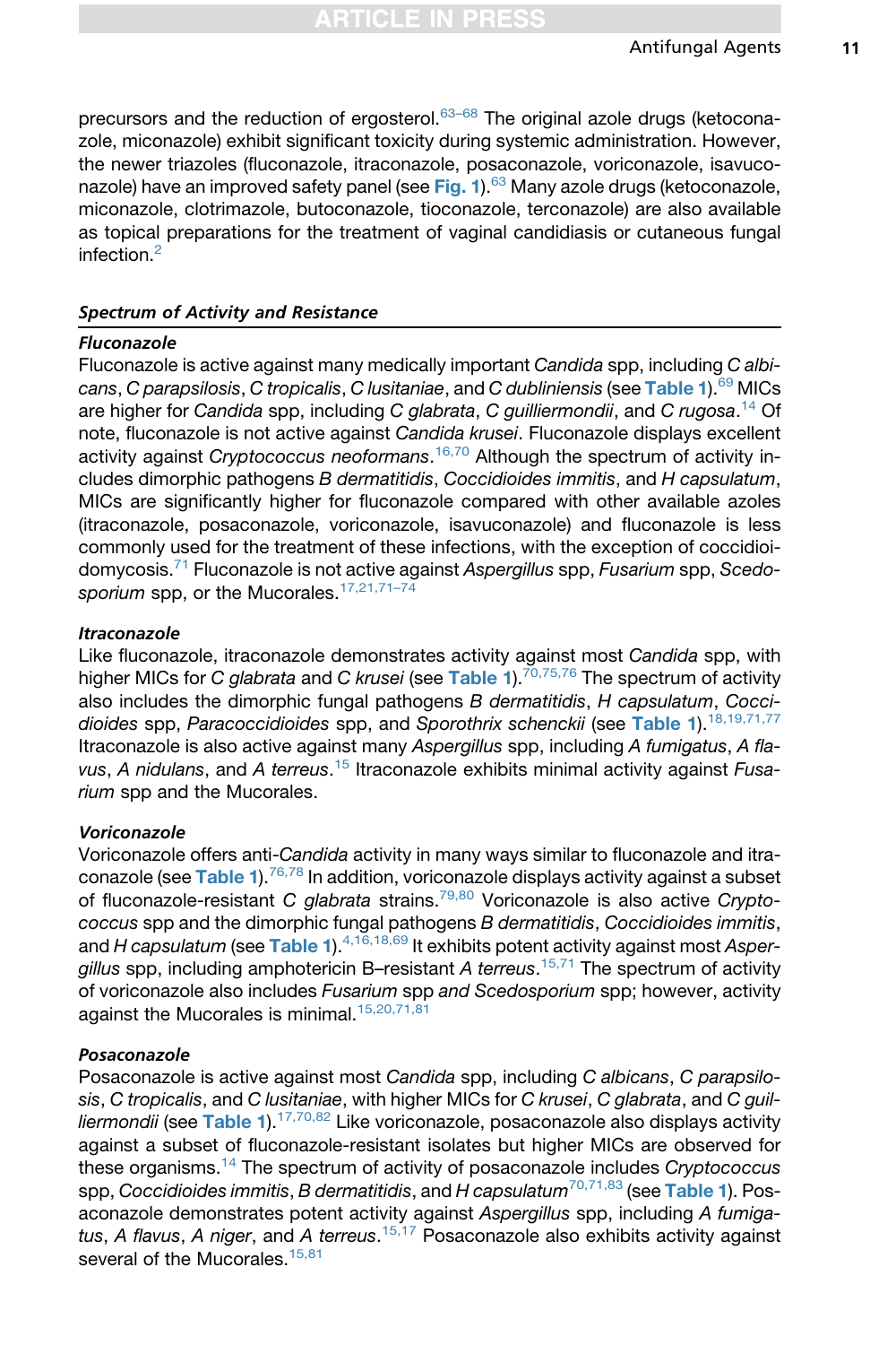precursors and the reduction of ergosterol.[63–68] The original azole drugs (ketoconazole, miconazole) exhibit significant toxicity during systemic administration. However, the newer triazoles (fluconazole, itraconazole, posaconazole, voriconazole, isavuconazole) have an improved safety panel (see **Fig. 1**).[63] Many azole drugs (ketoconazole, miconazole, clotrimazole, butoconazole, tioconazole, terconazole) are also available as topical preparations for the treatment of vaginal candidiasis or cutaneous fungal infection.[2]

### *Spectrum of Activity and Resistance*

#### *Fluconazole*

Fluconazole is active against many medically important *Candida* spp, including *C albicans*, *C parapsilosis*, *C tropicalis*, *C lusitaniae*, and *C dubliniensis* (see **Table 1**).[69] MICs are higher for *Candida* spp, including *C glabrata*, *C guilliermondii*, and *C rugosa*.[14] Of note, fluconazole is not active against *Candida krusei*. Fluconazole displays excellent activity against *Cryptococcus neoformans*.[16,70] Although the spectrum of activity includes dimorphic pathogens *B dermatitidis*, *Coccidioides immitis*, and *H capsulatum*, MICs are significantly higher for fluconazole compared with other available azoles (itraconazole, posaconazole, voriconazole, isavuconazole) and fluconazole is less commonly used for the treatment of these infections, with the exception of coccidioidomycosis.[71] Fluconazole is not active against *Aspergillus* spp, *Fusarium* spp, *Scedosporium* spp, or the Mucorales.[17,21,71–74]

#### *Itraconazole*

Like fluconazole, itraconazole demonstrates activity against most *Candida* spp, with higher MICs for *C glabrata* and *C krusei* (see **Table 1**).[70,75,76] The spectrum of activity also includes the dimorphic fungal pathogens *B dermatitidis*, *H capsulatum*, *Coccidioides* spp, *Paracoccidioides* spp, and *Sporothrix schenckii* (see **Table 1**).[18,19,71,77] Itraconazole is also active against many *Aspergillus* spp, including *A fumigatus*, *A flavus*, *A nidulans*, and *A terreus*.[15] Itraconazole exhibits minimal activity against *Fusarium* spp and the Mucorales.

#### *Voriconazole*

Voriconazole offers anti-*Candida* activity in many ways similar to fluconazole and itraconazole (see **Table 1**).[76,78] In addition, voriconazole displays activity against a subset of fluconazole-resistant *C glabrata* strains.[79,80] Voriconazole is also active *Cryptococcus* spp and the dimorphic fungal pathogens *B dermatitidis*, *Coccidioides immitis*, and *H capsulatum* (see **Table 1**).[4,16,18,69] It exhibits potent activity against most *Aspergillus* spp, including amphotericin B–resistant *A terreus*.[15,71] The spectrum of activity of voriconazole also includes *Fusarium* spp *and Scedosporium* spp; however, activity against the Mucorales is minimal.[15,20,71,81]

#### *Posaconazole*

Posaconazole is active against most *Candida* spp, including *C albicans*, *C parapsilosis*, *C tropicalis*, and *C lusitaniae*, with higher MICs for *C krusei*, *C glabrata*, and *C guilliermondii* (see **Table 1**).[17,70,82] Like voriconazole, posaconazole also displays activity against a subset of fluconazole-resistant isolates but higher MICs are observed for these organisms.[14] The spectrum of activity of posaconazole includes *Cryptococcus* spp, *Coccidioides immitis*, *B dermatitidis*, and *H capsulatum*[70,71,83] (see **Table 1**). Posaconazole demonstrates potent activity against *Aspergillus* spp, including *A fumigatus*, *A flavus*, *A niger*, and *A terreus*.[15,17] Posaconazole also exhibits activity against several of the Mucorales.[15,81]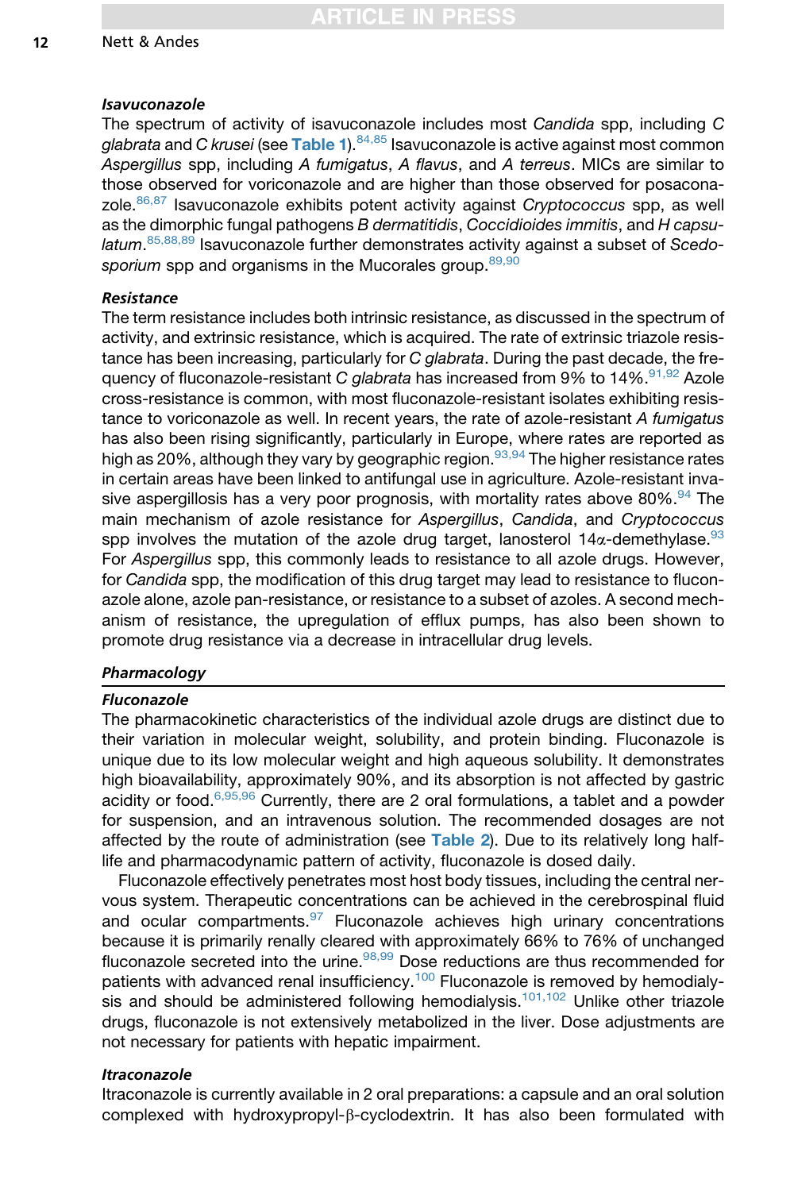### *Isavuconazole*

The spectrum of activity of isavuconazole includes most *Candida* spp, including *C glabrata* and *C krusei* (see **Table 1**).[84,85] Isavuconazole is active against most common *Aspergillus* spp, including *A fumigatus*, *A flavus*, and *A terreus*. MICs are similar to those observed for voriconazole and are higher than those observed for posaconazole.[86,87] Isavuconazole exhibits potent activity against *Cryptococcus* spp, as well as the dimorphic fungal pathogens *B dermatitidis*, *Coccidioides immitis*, and *H capsulatum*.[85,88,89] Isavuconazole further demonstrates activity against a subset of *Scedosporium* spp and organisms in the Mucorales group.[89,90]

### *Resistance*

The term resistance includes both intrinsic resistance, as discussed in the spectrum of activity, and extrinsic resistance, which is acquired. The rate of extrinsic triazole resistance has been increasing, particularly for *C glabrata*. During the past decade, the frequency of fluconazole-resistant *C glabrata* has increased from 9% to 14%.[91,92] Azole cross-resistance is common, with most fluconazole-resistant isolates exhibiting resistance to voriconazole as well. In recent years, the rate of azole-resistant *A fumigatus* has also been rising significantly, particularly in Europe, where rates are reported as high as 20%, although they vary by geographic region.[93,94] The higher resistance rates in certain areas have been linked to antifungal use in agriculture. Azole-resistant invasive aspergillosis has a very poor prognosis, with mortality rates above 80%.[94] The main mechanism of azole resistance for *Aspergillus*, *Candida*, and *Cryptococcus* spp involves the mutation of the azole drug target, lanosterol 14$\alpha$-demethylase.[93] For *Aspergillus* spp, this commonly leads to resistance to all azole drugs. However, for *Candida* spp, the modification of this drug target may lead to resistance to fluconazole alone, azole pan-resistance, or resistance to a subset of azoles. A second mechanism of resistance, the upregulation of efflux pumps, has also been shown to promote drug resistance via a decrease in intracellular drug levels.

### *Pharmacology*

### *Fluconazole*

The pharmacokinetic characteristics of the individual azole drugs are distinct due to their variation in molecular weight, solubility, and protein binding. Fluconazole is unique due to its low molecular weight and high aqueous solubility. It demonstrates high bioavailability, approximately 90%, and its absorption is not affected by gastric acidity or food.[6,95,96] Currently, there are 2 oral formulations, a tablet and a powder for suspension, and an intravenous solution. The recommended dosages are not affected by the route of administration (see **Table 2**). Due to its relatively long half-life and pharmacodynamic pattern of activity, fluconazole is dosed daily.

Fluconazole effectively penetrates most host body tissues, including the central nervous system. Therapeutic concentrations can be achieved in the cerebrospinal fluid and ocular compartments.[97] Fluconazole achieves high urinary concentrations because it is primarily renally cleared with approximately 66% to 76% of unchanged fluconazole secreted into the urine.[98,99] Dose reductions are thus recommended for patients with advanced renal insufficiency.[100] Fluconazole is removed by hemodialysis and should be administered following hemodialysis.[101,102] Unlike other triazole drugs, fluconazole is not extensively metabolized in the liver. Dose adjustments are not necessary for patients with hepatic impairment.

### *Itraconazole*

Itraconazole is currently available in 2 oral preparations: a capsule and an oral solution complexed with hydroxypropyl-$\beta$-cyclodextrin. It has also been formulated with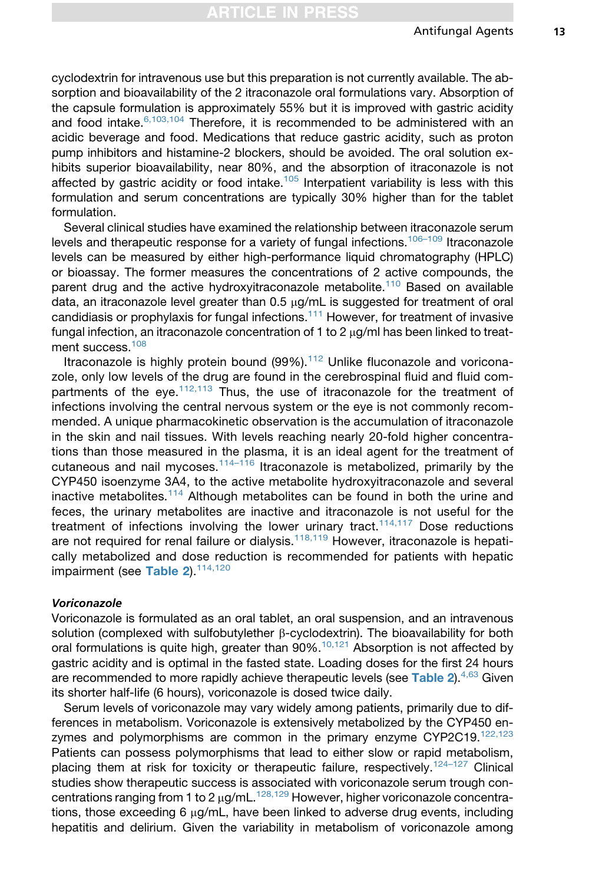cyclodextrin for intravenous use but this preparation is not currently available. The absorption and bioavailability of the 2 itraconazole oral formulations vary. Absorption of the capsule formulation is approximately 55% but it is improved with gastric acidity and food intake.[6,103,104] Therefore, it is recommended to be administered with an acidic beverage and food. Medications that reduce gastric acidity, such as proton pump inhibitors and histamine-2 blockers, should be avoided. The oral solution exhibits superior bioavailability, near 80%, and the absorption of itraconazole is not affected by gastric acidity or food intake.[105] Interpatient variability is less with this formulation and serum concentrations are typically 30% higher than for the tablet formulation.

Several clinical studies have examined the relationship between itraconazole serum levels and therapeutic response for a variety of fungal infections.[106–109] Itraconazole levels can be measured by either high-performance liquid chromatography (HPLC) or bioassay. The former measures the concentrations of 2 active compounds, the parent drug and the active hydroxyitraconazole metabolite.[110] Based on available data, an itraconazole level greater than 0.5 μg/mL is suggested for treatment of oral candidiasis or prophylaxis for fungal infections.[111] However, for treatment of invasive fungal infection, an itraconazole concentration of 1 to 2 μg/ml has been linked to treatment success.[108]

Itraconazole is highly protein bound (99%).[112] Unlike fluconazole and voriconazole, only low levels of the drug are found in the cerebrospinal fluid and fluid compartments of the eye.[112,113] Thus, the use of itraconazole for the treatment of infections involving the central nervous system or the eye is not commonly recommended. A unique pharmacokinetic observation is the accumulation of itraconazole in the skin and nail tissues. With levels reaching nearly 20-fold higher concentrations than those measured in the plasma, it is an ideal agent for the treatment of cutaneous and nail mycoses.[114–116] Itraconazole is metabolized, primarily by the CYP450 isoenzyme 3A4, to the active metabolite hydroxyitraconazole and several inactive metabolites.[114] Although metabolites can be found in both the urine and feces, the urinary metabolites are inactive and itraconazole is not useful for the treatment of infections involving the lower urinary tract.[114,117] Dose reductions are not required for renal failure or dialysis.[118,119] However, itraconazole is hepatically metabolized and dose reduction is recommended for patients with hepatic impairment (see **Table 2**).[114,120]

### *Voriconazole*

Voriconazole is formulated as an oral tablet, an oral suspension, and an intravenous solution (complexed with sulfobutylether β-cyclodextrin). The bioavailability for both oral formulations is quite high, greater than 90%.[10,121] Absorption is not affected by gastric acidity and is optimal in the fasted state. Loading doses for the first 24 hours are recommended to more rapidly achieve therapeutic levels (see **Table 2**).[4,63] Given its shorter half-life (6 hours), voriconazole is dosed twice daily.

Serum levels of voriconazole may vary widely among patients, primarily due to differences in metabolism. Voriconazole is extensively metabolized by the CYP450 enzymes and polymorphisms are common in the primary enzyme CYP2C19.[122,123] Patients can possess polymorphisms that lead to either slow or rapid metabolism, placing them at risk for toxicity or therapeutic failure, respectively.[124–127] Clinical studies show therapeutic success is associated with voriconazole serum trough concentrations ranging from 1 to 2 μg/mL.[128,129] However, higher voriconazole concentrations, those exceeding 6 μg/mL, have been linked to adverse drug events, including hepatitis and delirium. Given the variability in metabolism of voriconazole among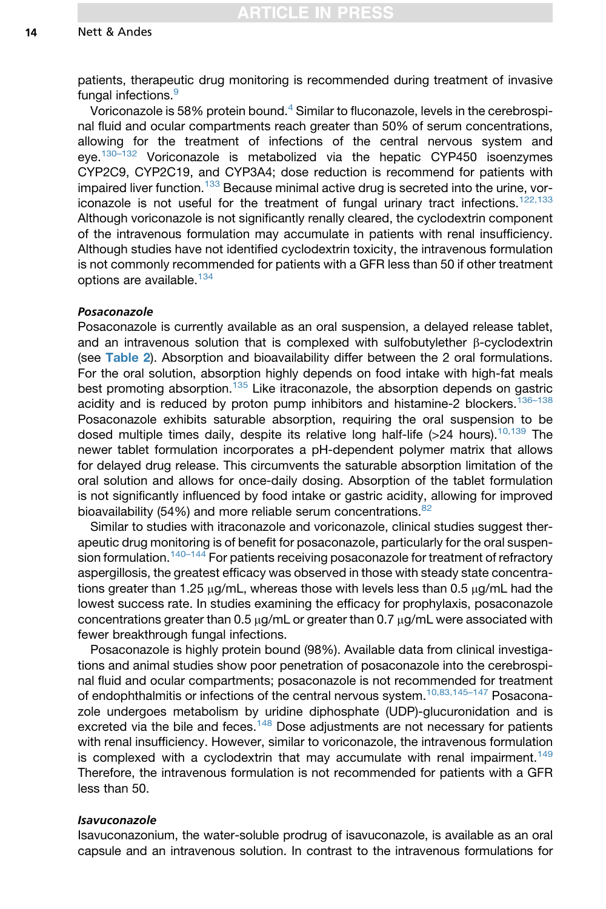patients, therapeutic drug monitoring is recommended during treatment of invasive fungal infections.[9]

Voriconazole is 58% protein bound.[4] Similar to fluconazole, levels in the cerebrospinal fluid and ocular compartments reach greater than 50% of serum concentrations, allowing for the treatment of infections of the central nervous system and eye.[130–132] Voriconazole is metabolized via the hepatic CYP450 isoenzymes CYP2C9, CYP2C19, and CYP3A4; dose reduction is recommend for patients with impaired liver function.[133] Because minimal active drug is secreted into the urine, voriconazole is not useful for the treatment of fungal urinary tract infections.[122,133] Although voriconazole is not significantly renally cleared, the cyclodextrin component of the intravenous formulation may accumulate in patients with renal insufficiency. Although studies have not identified cyclodextrin toxicity, the intravenous formulation is not commonly recommended for patients with a GFR less than 50 if other treatment options are available.[134]

### *Posaconazole*

Posaconazole is currently available as an oral suspension, a delayed release tablet, and an intravenous solution that is complexed with sulfobutylether β-cyclodextrin (see **Table 2**). Absorption and bioavailability differ between the 2 oral formulations. For the oral solution, absorption highly depends on food intake with high-fat meals best promoting absorption.[135] Like itraconazole, the absorption depends on gastric acidity and is reduced by proton pump inhibitors and histamine-2 blockers.[136–138] Posaconazole exhibits saturable absorption, requiring the oral suspension to be dosed multiple times daily, despite its relative long half-life (>24 hours).[10,139] The newer tablet formulation incorporates a pH-dependent polymer matrix that allows for delayed drug release. This circumvents the saturable absorption limitation of the oral solution and allows for once-daily dosing. Absorption of the tablet formulation is not significantly influenced by food intake or gastric acidity, allowing for improved bioavailability (54%) and more reliable serum concentrations.[82]

Similar to studies with itraconazole and voriconazole, clinical studies suggest therapeutic drug monitoring is of benefit for posaconazole, particularly for the oral suspension formulation.[140–144] For patients receiving posaconazole for treatment of refractory aspergillosis, the greatest efficacy was observed in those with steady state concentrations greater than 1.25 μg/mL, whereas those with levels less than 0.5 μg/mL had the lowest success rate. In studies examining the efficacy for prophylaxis, posaconazole concentrations greater than 0.5 μg/mL or greater than 0.7 μg/mL were associated with fewer breakthrough fungal infections.

Posaconazole is highly protein bound (98%). Available data from clinical investigations and animal studies show poor penetration of posaconazole into the cerebrospinal fluid and ocular compartments; posaconazole is not recommended for treatment of endophthalmitis or infections of the central nervous system.[10,83,145–147] Posaconazole undergoes metabolism by uridine diphosphate (UDP)-glucuronidation and is excreted via the bile and feces.[148] Dose adjustments are not necessary for patients with renal insufficiency. However, similar to voriconazole, the intravenous formulation is complexed with a cyclodextrin that may accumulate with renal impairment.[149] Therefore, the intravenous formulation is not recommended for patients with a GFR less than 50.

### *Isavuconazole*

Isavuconazonium, the water-soluble prodrug of isavuconazole, is available as an oral capsule and an intravenous solution. In contrast to the intravenous formulations for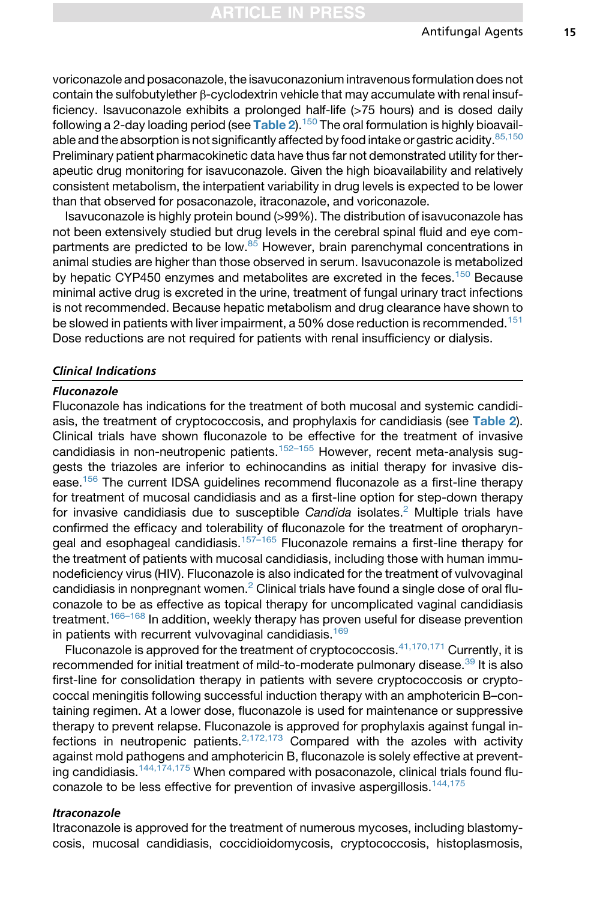voriconazole and posaconazole, the isavuconazonium intravenous formulation does not contain the sulfobutylether β-cyclodextrin vehicle that may accumulate with renal insufficiency. Isavuconazole exhibits a prolonged half-life (>75 hours) and is dosed daily following a 2-day loading period (see Table 2).[150] The oral formulation is highly bioavailable and the absorption is not significantly affected by food intake or gastric acidity.[85,150] Preliminary patient pharmacokinetic data have thus far not demonstrated utility for therapeutic drug monitoring for isavuconazole. Given the high bioavailability and relatively consistent metabolism, the interpatient variability in drug levels is expected to be lower than that observed for posaconazole, itraconazole, and voriconazole.

Isavuconazole is highly protein bound (>99%). The distribution of isavuconazole has not been extensively studied but drug levels in the cerebral spinal fluid and eye compartments are predicted to be low.[85] However, brain parenchymal concentrations in animal studies are higher than those observed in serum. Isavuconazole is metabolized by hepatic CYP450 enzymes and metabolites are excreted in the feces.[150] Because minimal active drug is excreted in the urine, treatment of fungal urinary tract infections is not recommended. Because hepatic metabolism and drug clearance have shown to be slowed in patients with liver impairment, a 50% dose reduction is recommended.[151] Dose reductions are not required for patients with renal insufficiency or dialysis.

## *Clinical Indications*

### *Fluconazole*

Fluconazole has indications for the treatment of both mucosal and systemic candidiasis, the treatment of cryptococcosis, and prophylaxis for candidiasis (see Table 2). Clinical trials have shown fluconazole to be effective for the treatment of invasive candidiasis in non-neutropenic patients.[152–155] However, recent meta-analysis suggests the triazoles are inferior to echinocandins as initial therapy for invasive disease.[156] The current IDSA guidelines recommend fluconazole as a first-line therapy for treatment of mucosal candidiasis and as a first-line option for step-down therapy for invasive candidiasis due to susceptible *Candida* isolates.[2] Multiple trials have confirmed the efficacy and tolerability of fluconazole for the treatment of oropharyngeal and esophageal candidiasis.[157–165] Fluconazole remains a first-line therapy for the treatment of patients with mucosal candidiasis, including those with human immunodeficiency virus (HIV). Fluconazole is also indicated for the treatment of vulvovaginal candidiasis in nonpregnant women.[2] Clinical trials have found a single dose of oral fluconazole to be as effective as topical therapy for uncomplicated vaginal candidiasis treatment.[166–168] In addition, weekly therapy has proven useful for disease prevention in patients with recurrent vulvovaginal candidiasis.[169]

Fluconazole is approved for the treatment of cryptococcosis.[41,170,171] Currently, it is recommended for initial treatment of mild-to-moderate pulmonary disease.[39] It is also first-line for consolidation therapy in patients with severe cryptococcosis or cryptococcal meningitis following successful induction therapy with an amphotericin B–containing regimen. At a lower dose, fluconazole is used for maintenance or suppressive therapy to prevent relapse. Fluconazole is approved for prophylaxis against fungal infections in neutropenic patients.[2,172,173] Compared with the azoles with activity against mold pathogens and amphotericin B, fluconazole is solely effective at preventing candidiasis.[144,174,175] When compared with posaconazole, clinical trials found fluconazole to be less effective for prevention of invasive aspergillosis.[144,175]

### *Itraconazole*

Itraconazole is approved for the treatment of numerous mycoses, including blastomycosis, mucosal candidiasis, coccidioidomycosis, cryptococcosis, histoplasmosis,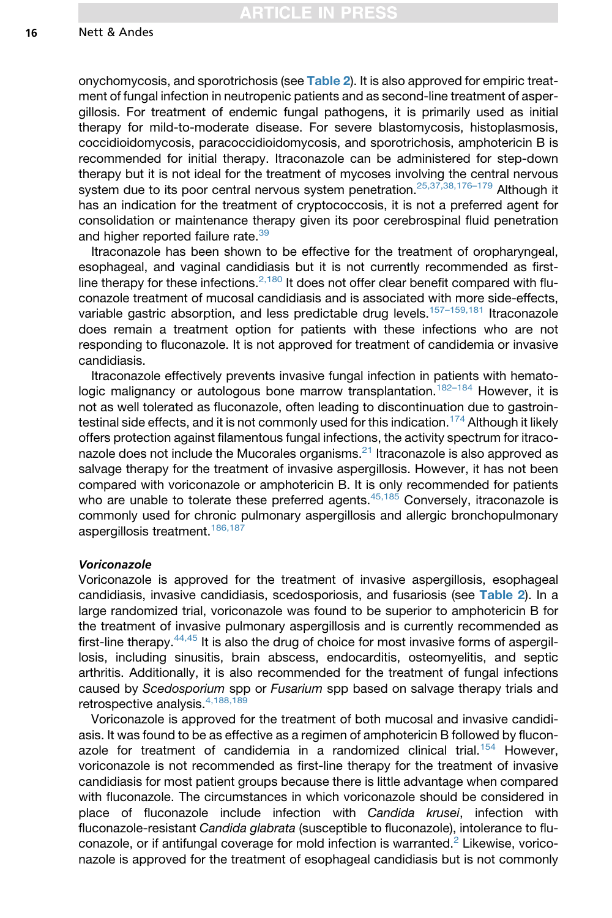onychomycosis, and sporotrichosis (see **Table 2**). It is also approved for empiric treatment of fungal infection in neutropenic patients and as second-line treatment of aspergillosis. For treatment of endemic fungal pathogens, it is primarily used as initial therapy for mild-to-moderate disease. For severe blastomycosis, histoplasmosis, coccidioidomycosis, paracoccidioidomycosis, and sporotrichosis, amphotericin B is recommended for initial therapy. Itraconazole can be administered for step-down therapy but it is not ideal for the treatment of mycoses involving the central nervous system due to its poor central nervous system penetration.[25,37,38,176–179] Although it has an indication for the treatment of cryptococcosis, it is not a preferred agent for consolidation or maintenance therapy given its poor cerebrospinal fluid penetration and higher reported failure rate.[39]

Itraconazole has been shown to be effective for the treatment of oropharyngeal, esophageal, and vaginal candidiasis but it is not currently recommended as first-line therapy for these infections.[2,180] It does not offer clear benefit compared with fluconazole treatment of mucosal candidiasis and is associated with more side-effects, variable gastric absorption, and less predictable drug levels.[157–159,181] Itraconazole does remain a treatment option for patients with these infections who are not responding to fluconazole. It is not approved for treatment of candidemia or invasive candidiasis.

Itraconazole effectively prevents invasive fungal infection in patients with hematologic malignancy or autologous bone marrow transplantation.[182–184] However, it is not as well tolerated as fluconazole, often leading to discontinuation due to gastrointestinal side effects, and it is not commonly used for this indication.[174] Although it likely offers protection against filamentous fungal infections, the activity spectrum for itraconazole does not include the Mucorales organisms.[21] Itraconazole is also approved as salvage therapy for the treatment of invasive aspergillosis. However, it has not been compared with voriconazole or amphotericin B. It is only recommended for patients who are unable to tolerate these preferred agents.[45,185] Conversely, itraconazole is commonly used for chronic pulmonary aspergillosis and allergic bronchopulmonary aspergillosis treatment.[186,187]

***Voriconazole***

Voriconazole is approved for the treatment of invasive aspergillosis, esophageal candidiasis, invasive candidiasis, scedosporiosis, and fusariosis (see **Table 2**). In a large randomized trial, voriconazole was found to be superior to amphotericin B for the treatment of invasive pulmonary aspergillosis and is currently recommended as first-line therapy.[44,45] It is also the drug of choice for most invasive forms of aspergillosis, including sinusitis, brain abscess, endocarditis, osteomyelitis, and septic arthritis. Additionally, it is also recommended for the treatment of fungal infections caused by *Scedosporium* spp or *Fusarium* spp based on salvage therapy trials and retrospective analysis.[4,188,189]

Voriconazole is approved for the treatment of both mucosal and invasive candidiasis. It was found to be as effective as a regimen of amphotericin B followed by fluconazole for treatment of candidemia in a randomized clinical trial.[154] However, voriconazole is not recommended as first-line therapy for the treatment of invasive candidiasis for most patient groups because there is little advantage when compared with fluconazole. The circumstances in which voriconazole should be considered in place of fluconazole include infection with *Candida krusei*, infection with fluconazole-resistant *Candida glabrata* (susceptible to fluconazole), intolerance to fluconazole, or if antifungal coverage for mold infection is warranted.[2] Likewise, voriconazole is approved for the treatment of esophageal candidiasis but is not commonly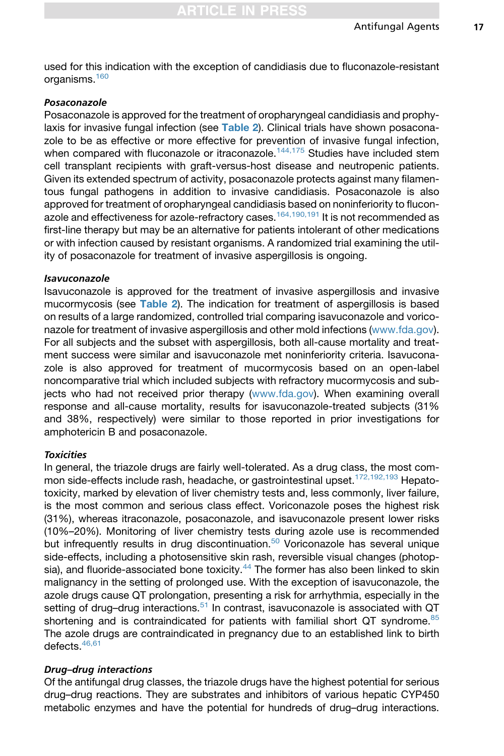used for this indication with the exception of candidiasis due to fluconazole-resistant organisms.[160]

#### *Posaconazole*

Posaconazole is approved for the treatment of oropharyngeal candidiasis and prophylaxis for invasive fungal infection (see **Table 2**). Clinical trials have shown posaconazole to be as effective or more effective for prevention of invasive fungal infection, when compared with fluconazole or itraconazole.[144,175] Studies have included stem cell transplant recipients with graft-versus-host disease and neutropenic patients. Given its extended spectrum of activity, posaconazole protects against many filamentous fungal pathogens in addition to invasive candidiasis. Posaconazole is also approved for treatment of oropharyngeal candidiasis based on noninferiority to fluconazole and effectiveness for azole-refractory cases.[164,190,191] It is not recommended as first-line therapy but may be an alternative for patients intolerant of other medications or with infection caused by resistant organisms. A randomized trial examining the utility of posaconazole for treatment of invasive aspergillosis is ongoing.

#### *Isavuconazole*

Isavuconazole is approved for the treatment of invasive aspergillosis and invasive mucormycosis (see **Table 2**). The indication for treatment of aspergillosis is based on results of a large randomized, controlled trial comparing isavuconazole and voriconazole for treatment of invasive aspergillosis and other mold infections (www.fda.gov). For all subjects and the subset with aspergillosis, both all-cause mortality and treatment success were similar and isavuconazole met noninferiority criteria. Isavuconazole is also approved for treatment of mucormycosis based on an open-label noncomparative trial which included subjects with refractory mucormycosis and subjects who had not received prior therapy (www.fda.gov). When examining overall response and all-cause mortality, results for isavuconazole-treated subjects (31% and 38%, respectively) were similar to those reported in prior investigations for amphotericin B and posaconazole.

#### *Toxicities*

In general, the triazole drugs are fairly well-tolerated. As a drug class, the most common side-effects include rash, headache, or gastrointestinal upset.[172,192,193] Hepatotoxicity, marked by elevation of liver chemistry tests and, less commonly, liver failure, is the most common and serious class effect. Voriconazole poses the highest risk (31%), whereas itraconazole, posaconazole, and isavuconazole present lower risks (10%–20%). Monitoring of liver chemistry tests during azole use is recommended but infrequently results in drug discontinuation.[50] Voriconazole has several unique side-effects, including a photosensitive skin rash, reversible visual changes (photopsia), and fluoride-associated bone toxicity.[44] The former has also been linked to skin malignancy in the setting of prolonged use. With the exception of isavuconazole, the azole drugs cause QT prolongation, presenting a risk for arrhythmia, especially in the setting of drug–drug interactions.[51] In contrast, isavuconazole is associated with QT shortening and is contraindicated for patients with familial short QT syndrome.[85] The azole drugs are contraindicated in pregnancy due to an established link to birth defects.[46,61]

#### *Drug–drug interactions*

Of the antifungal drug classes, the triazole drugs have the highest potential for serious drug–drug reactions. They are substrates and inhibitors of various hepatic CYP450 metabolic enzymes and have the potential for hundreds of drug–drug interactions.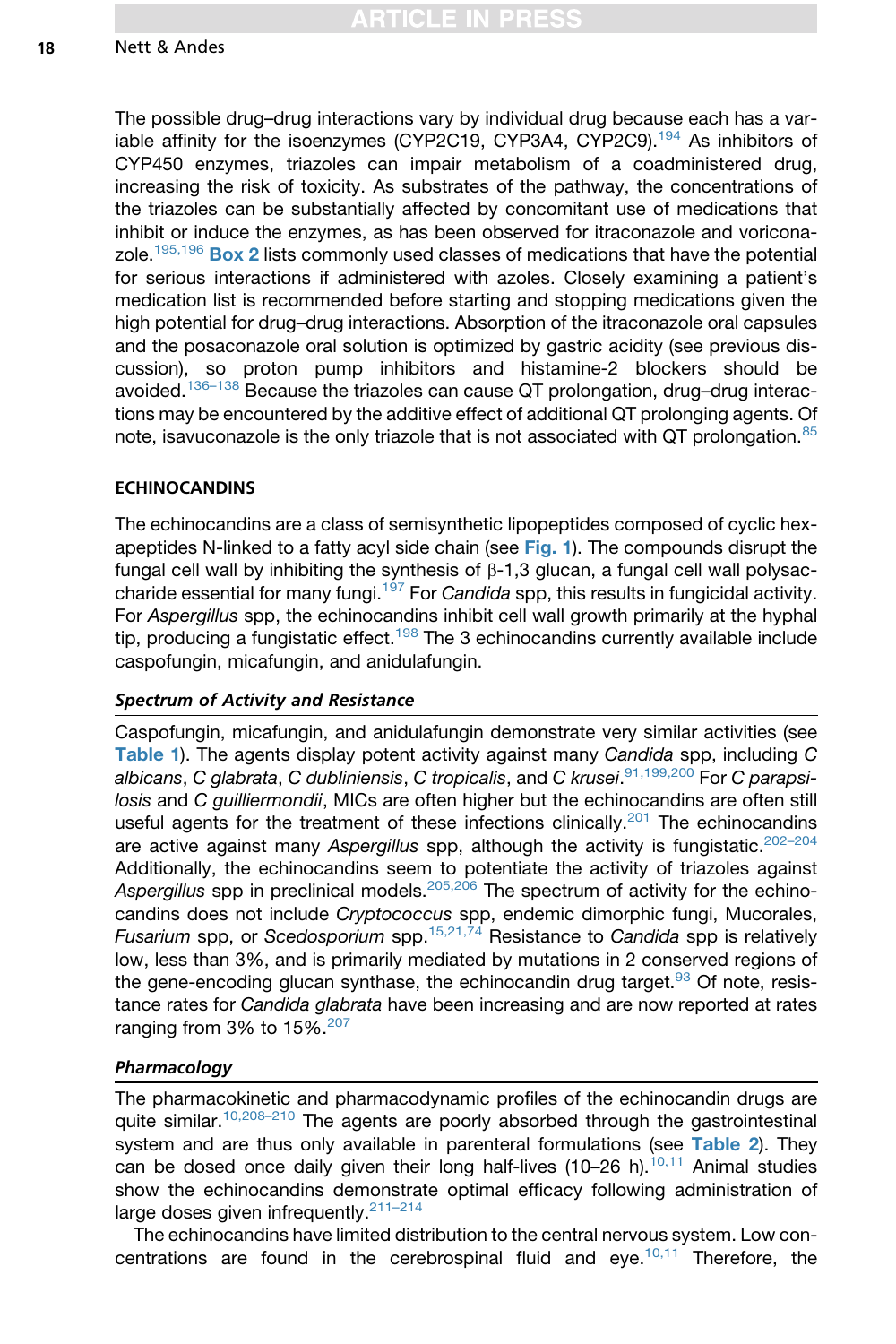The possible drug–drug interactions vary by individual drug because each has a variable affinity for the isoenzymes (CYP2C19, CYP3A4, CYP2C9).[194] As inhibitors of CYP450 enzymes, triazoles can impair metabolism of a coadministered drug, increasing the risk of toxicity. As substrates of the pathway, the concentrations of the triazoles can be substantially affected by concomitant use of medications that inhibit or induce the enzymes, as has been observed for itraconazole and voriconazole.[195,196] **Box 2** lists commonly used classes of medications that have the potential for serious interactions if administered with azoles. Closely examining a patient's medication list is recommended before starting and stopping medications given the high potential for drug–drug interactions. Absorption of the itraconazole oral capsules and the posaconazole oral solution is optimized by gastric acidity (see previous discussion), so proton pump inhibitors and histamine-2 blockers should be avoided.[136–138] Because the triazoles can cause QT prolongation, drug–drug interactions may be encountered by the additive effect of additional QT prolonging agents. Of note, isavuconazole is the only triazole that is not associated with QT prolongation.[85]

## ECHINOCANDINS

The echinocandins are a class of semisynthetic lipopeptides composed of cyclic hexapeptides N-linked to a fatty acyl side chain (see **Fig. 1**). The compounds disrupt the fungal cell wall by inhibiting the synthesis of β-1,3 glucan, a fungal cell wall polysaccharide essential for many fungi.[197] For *Candida* spp, this results in fungicidal activity. For *Aspergillus* spp, the echinocandins inhibit cell wall growth primarily at the hyphal tip, producing a fungistatic effect.[198] The 3 echinocandins currently available include caspofungin, micafungin, and anidulafungin.

### *Spectrum of Activity and Resistance*

Caspofungin, micafungin, and anidulafungin demonstrate very similar activities (see **Table 1**). The agents display potent activity against many *Candida* spp, including *C albicans*, *C glabrata*, *C dubliniensis*, *C tropicalis*, and *C krusei*.[91,199,200] For *C parapsilosis* and *C guilliermondii*, MICs are often higher but the echinocandins are often still useful agents for the treatment of these infections clinically.[201] The echinocandins are active against many *Aspergillus* spp, although the activity is fungistatic.[202–204] Additionally, the echinocandins seem to potentiate the activity of triazoles against *Aspergillus* spp in preclinical models.[205,206] The spectrum of activity for the echinocandins does not include *Cryptococcus* spp, endemic dimorphic fungi, Mucorales, *Fusarium* spp, or *Scedosporium* spp.[15,21,74] Resistance to *Candida* spp is relatively low, less than 3%, and is primarily mediated by mutations in 2 conserved regions of the gene-encoding glucan synthase, the echinocandin drug target.[93] Of note, resistance rates for *Candida glabrata* have been increasing and are now reported at rates ranging from 3% to 15%.[207]

### *Pharmacology*

The pharmacokinetic and pharmacodynamic profiles of the echinocandin drugs are quite similar.[10,208–210] The agents are poorly absorbed through the gastrointestinal system and are thus only available in parenteral formulations (see **Table 2**). They can be dosed once daily given their long half-lives (10–26 h).[10,11] Animal studies show the echinocandins demonstrate optimal efficacy following administration of large doses given infrequently.[211–214]

The echinocandins have limited distribution to the central nervous system. Low concentrations are found in the cerebrospinal fluid and eye.[10,11] Therefore, the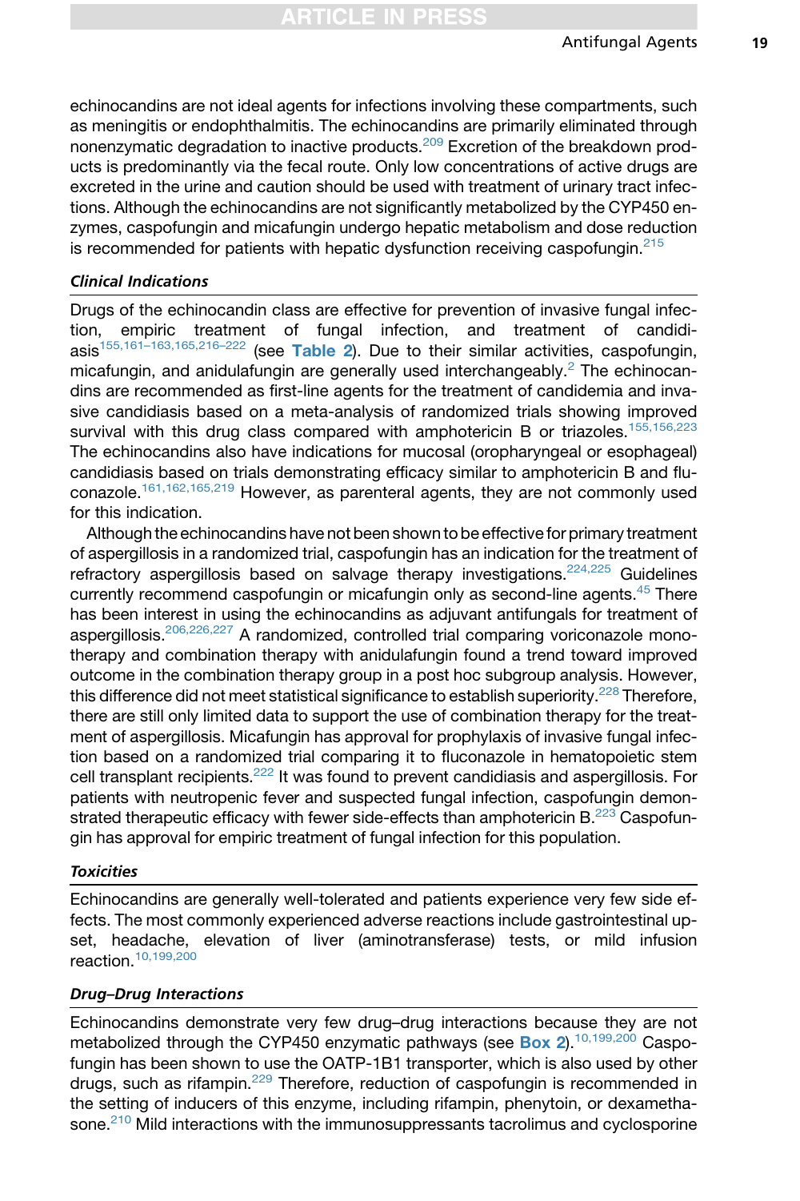echinocandins are not ideal agents for infections involving these compartments, such as meningitis or endophthalmitis. The echinocandins are primarily eliminated through nonenzymatic degradation to inactive products.[209] Excretion of the breakdown products is predominantly via the fecal route. Only low concentrations of active drugs are excreted in the urine and caution should be used with treatment of urinary tract infections. Although the echinocandins are not significantly metabolized by the CYP450 enzymes, caspofungin and micafungin undergo hepatic metabolism and dose reduction is recommended for patients with hepatic dysfunction receiving caspofungin.[215]

### *Clinical Indications*

Drugs of the echinocandin class are effective for prevention of invasive fungal infection, empiric treatment of fungal infection, and treatment of candidiasis[155,161–163,165,216–222] (see **Table 2**). Due to their similar activities, caspofungin, micafungin, and anidulafungin are generally used interchangeably.[2] The echinocandins are recommended as first-line agents for the treatment of candidemia and invasive candidiasis based on a meta-analysis of randomized trials showing improved survival with this drug class compared with amphotericin B or triazoles.[155,156,223] The echinocandins also have indications for mucosal (oropharyngeal or esophageal) candidiasis based on trials demonstrating efficacy similar to amphotericin B and fluconazole.[161,162,165,219] However, as parenteral agents, they are not commonly used for this indication.

Although the echinocandins have not been shown to be effective for primary treatment of aspergillosis in a randomized trial, caspofungin has an indication for the treatment of refractory aspergillosis based on salvage therapy investigations.[224,225] Guidelines currently recommend caspofungin or micafungin only as second-line agents.[45] There has been interest in using the echinocandins as adjuvant antifungals for treatment of aspergillosis.[206,226,227] A randomized, controlled trial comparing voriconazole monotherapy and combination therapy with anidulafungin found a trend toward improved outcome in the combination therapy group in a post hoc subgroup analysis. However, this difference did not meet statistical significance to establish superiority.[228] Therefore, there are still only limited data to support the use of combination therapy for the treatment of aspergillosis. Micafungin has approval for prophylaxis of invasive fungal infection based on a randomized trial comparing it to fluconazole in hematopoietic stem cell transplant recipients.[222] It was found to prevent candidiasis and aspergillosis. For patients with neutropenic fever and suspected fungal infection, caspofungin demonstrated therapeutic efficacy with fewer side-effects than amphotericin B.[223] Caspofungin has approval for empiric treatment of fungal infection for this population.

### *Toxicities*

Echinocandins are generally well-tolerated and patients experience very few side effects. The most commonly experienced adverse reactions include gastrointestinal upset, headache, elevation of liver (aminotransferase) tests, or mild infusion reaction.[10,199,200]

### *Drug–Drug Interactions*

Echinocandins demonstrate very few drug–drug interactions because they are not metabolized through the CYP450 enzymatic pathways (see **Box 2**).[10,199,200] Caspofungin has been shown to use the OATP-1B1 transporter, which is also used by other drugs, such as rifampin.[229] Therefore, reduction of caspofungin is recommended in the setting of inducers of this enzyme, including rifampin, phenytoin, or dexamethasone.[210] Mild interactions with the immunosuppressants tacrolimus and cyclosporine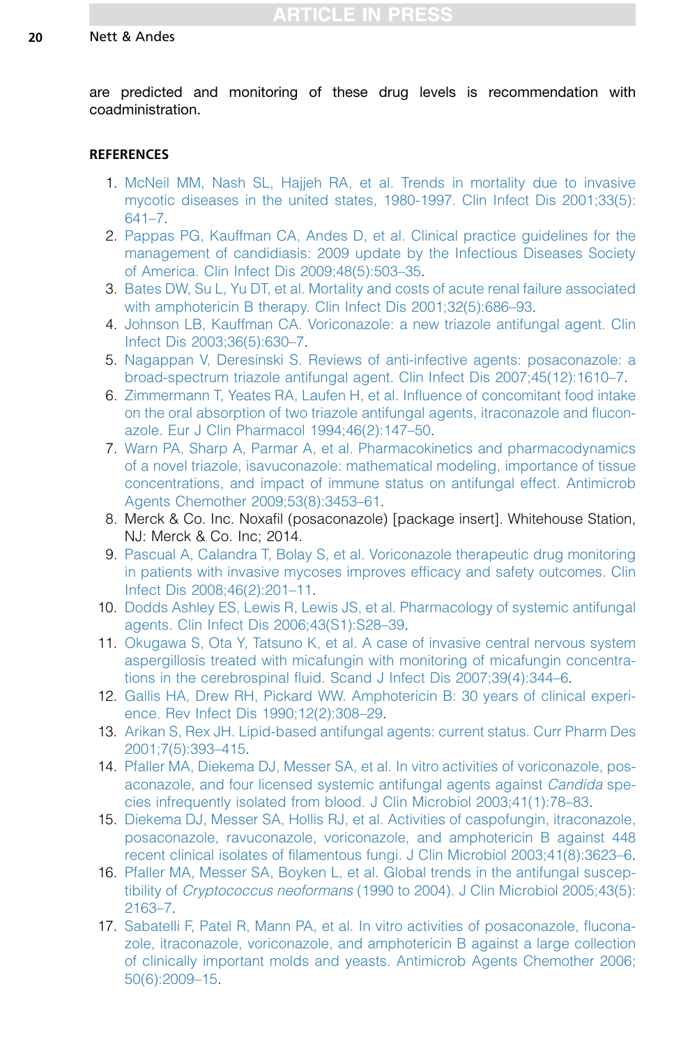are predicted and monitoring of these drug levels is recommendation with coadministration.

## REFERENCES

1. McNeil MM, Nash SL, Hajjeh RA, et al. Trends in mortality due to invasive mycotic diseases in the united states, 1980-1997. Clin Infect Dis 2001;33(5): 641–7.
2. Pappas PG, Kauffman CA, Andes D, et al. Clinical practice guidelines for the management of candidiasis: 2009 update by the Infectious Diseases Society of America. Clin Infect Dis 2009;48(5):503–35.
3. Bates DW, Su L, Yu DT, et al. Mortality and costs of acute renal failure associated with amphotericin B therapy. Clin Infect Dis 2001;32(5):686–93.
4. Johnson LB, Kauffman CA. Voriconazole: a new triazole antifungal agent. Clin Infect Dis 2003;36(5):630–7.
5. Nagappan V, Deresinski S. Reviews of anti-infective agents: posaconazole: a broad-spectrum triazole antifungal agent. Clin Infect Dis 2007;45(12):1610–7.
6. Zimmermann T, Yeates RA, Laufen H, et al. Influence of concomitant food intake on the oral absorption of two triazole antifungal agents, itraconazole and fluconazole. Eur J Clin Pharmacol 1994;46(2):147–50.
7. Warn PA, Sharp A, Parmar A, et al. Pharmacokinetics and pharmacodynamics of a novel triazole, isavuconazole: mathematical modeling, importance of tissue concentrations, and impact of immune status on antifungal effect. Antimicrob Agents Chemother 2009;53(8):3453–61.
8. Merck & Co. Inc. Noxafil (posaconazole) [package insert]. Whitehouse Station, NJ: Merck & Co. Inc; 2014.
9. Pascual A, Calandra T, Bolay S, et al. Voriconazole therapeutic drug monitoring in patients with invasive mycoses improves efficacy and safety outcomes. Clin Infect Dis 2008;46(2):201–11.
10. Dodds Ashley ES, Lewis R, Lewis JS, et al. Pharmacology of systemic antifungal agents. Clin Infect Dis 2006;43(S1):S28–39.
11. Okugawa S, Ota Y, Tatsuno K, et al. A case of invasive central nervous system aspergillosis treated with micafungin with monitoring of micafungin concentrations in the cerebrospinal fluid. Scand J Infect Dis 2007;39(4):344–6.
12. Gallis HA, Drew RH, Pickard WW. Amphotericin B: 30 years of clinical experience. Rev Infect Dis 1990;12(2):308–29.
13. Arikan S, Rex JH. Lipid-based antifungal agents: current status. Curr Pharm Des 2001;7(5):393–415.
14. Pfaller MA, Diekema DJ, Messer SA, et al. In vitro activities of voriconazole, posaconazole, and four licensed systemic antifungal agents against *Candida* species infrequently isolated from blood. J Clin Microbiol 2003;41(1):78–83.
15. Diekema DJ, Messer SA, Hollis RJ, et al. Activities of caspofungin, itraconazole, posaconazole, ravuconazole, voriconazole, and amphotericin B against 448 recent clinical isolates of filamentous fungi. J Clin Microbiol 2003;41(8):3623–6.
16. Pfaller MA, Messer SA, Boyken L, et al. Global trends in the antifungal susceptibility of *Cryptococcus neoformans* (1990 to 2004). J Clin Microbiol 2005;43(5): 2163–7.
17. Sabatelli F, Patel R, Mann PA, et al. In vitro activities of posaconazole, fluconazole, itraconazole, voriconazole, and amphotericin B against a large collection of clinically important molds and yeasts. Antimicrob Agents Chemother 2006; 50(6):2009–15.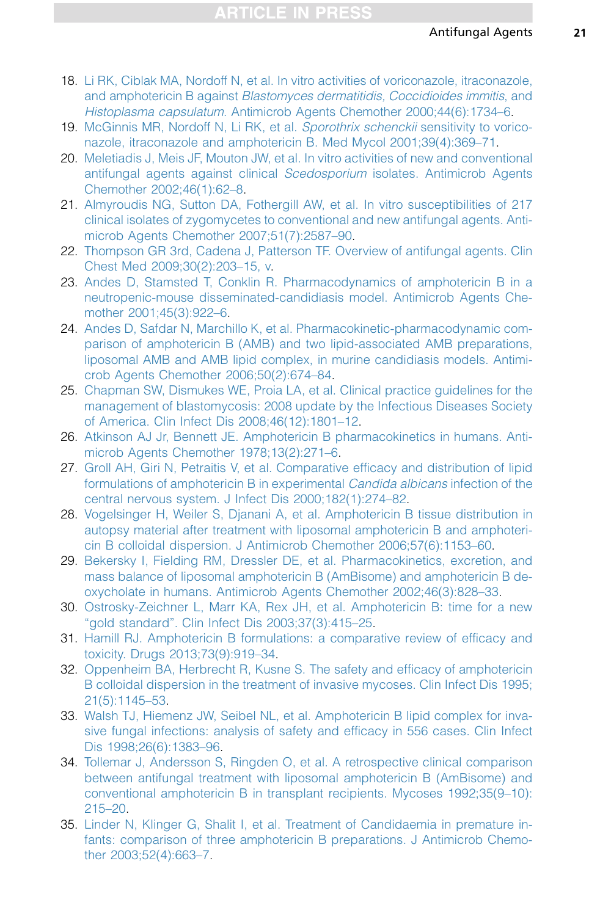18. Li RK, Ciblak MA, Nordoff N, et al. In vitro activities of voriconazole, itraconazole, and amphotericin B against *Blastomyces dermatitidis, Coccidioides immitis*, and *Histoplasma capsulatum*. Antimicrob Agents Chemother 2000;44(6):1734–6.
19. McGinnis MR, Nordoff N, Li RK, et al. *Sporothrix schenckii* sensitivity to voriconazole, itraconazole and amphotericin B. Med Mycol 2001;39(4):369–71.
20. Meletiadis J, Meis JF, Mouton JW, et al. In vitro activities of new and conventional antifungal agents against clinical *Scedosporium* isolates. Antimicrob Agents Chemother 2002;46(1):62–8.
21. Almyroudis NG, Sutton DA, Fothergill AW, et al. In vitro susceptibilities of 217 clinical isolates of zygomycetes to conventional and new antifungal agents. Antimicrob Agents Chemother 2007;51(7):2587–90.
22. Thompson GR 3rd, Cadena J, Patterson TF. Overview of antifungal agents. Clin Chest Med 2009;30(2):203–15, v.
23. Andes D, Stamsted T, Conklin R. Pharmacodynamics of amphotericin B in a neutropenic-mouse disseminated-candidiasis model. Antimicrob Agents Chemother 2001;45(3):922–6.
24. Andes D, Safdar N, Marchillo K, et al. Pharmacokinetic-pharmacodynamic comparison of amphotericin B (AMB) and two lipid-associated AMB preparations, liposomal AMB and AMB lipid complex, in murine candidiasis models. Antimicrob Agents Chemother 2006;50(2):674–84.
25. Chapman SW, Dismukes WE, Proia LA, et al. Clinical practice guidelines for the management of blastomycosis: 2008 update by the Infectious Diseases Society of America. Clin Infect Dis 2008;46(12):1801–12.
26. Atkinson AJ Jr, Bennett JE. Amphotericin B pharmacokinetics in humans. Antimicrob Agents Chemother 1978;13(2):271–6.
27. Groll AH, Giri N, Petraitis V, et al. Comparative efficacy and distribution of lipid formulations of amphotericin B in experimental *Candida albicans* infection of the central nervous system. J Infect Dis 2000;182(1):274–82.
28. Vogelsinger H, Weiler S, Djanani A, et al. Amphotericin B tissue distribution in autopsy material after treatment with liposomal amphotericin B and amphotericin B colloidal dispersion. J Antimicrob Chemother 2006;57(6):1153–60.
29. Bekersky I, Fielding RM, Dressler DE, et al. Pharmacokinetics, excretion, and mass balance of liposomal amphotericin B (AmBisome) and amphotericin B deoxycholate in humans. Antimicrob Agents Chemother 2002;46(3):828–33.
30. Ostrosky-Zeichner L, Marr KA, Rex JH, et al. Amphotericin B: time for a new "gold standard". Clin Infect Dis 2003;37(3):415–25.
31. Hamill RJ. Amphotericin B formulations: a comparative review of efficacy and toxicity. Drugs 2013;73(9):919–34.
32. Oppenheim BA, Herbrecht R, Kusne S. The safety and efficacy of amphotericin B colloidal dispersion in the treatment of invasive mycoses. Clin Infect Dis 1995; 21(5):1145–53.
33. Walsh TJ, Hiemenz JW, Seibel NL, et al. Amphotericin B lipid complex for invasive fungal infections: analysis of safety and efficacy in 556 cases. Clin Infect Dis 1998;26(6):1383–96.
34. Tollemar J, Andersson S, Ringden O, et al. A retrospective clinical comparison between antifungal treatment with liposomal amphotericin B (AmBisome) and conventional amphotericin B in transplant recipients. Mycoses 1992;35(9–10): 215–20.
35. Linder N, Klinger G, Shalit I, et al. Treatment of Candidaemia in premature infants: comparison of three amphotericin B preparations. J Antimicrob Chemother 2003;52(4):663–7.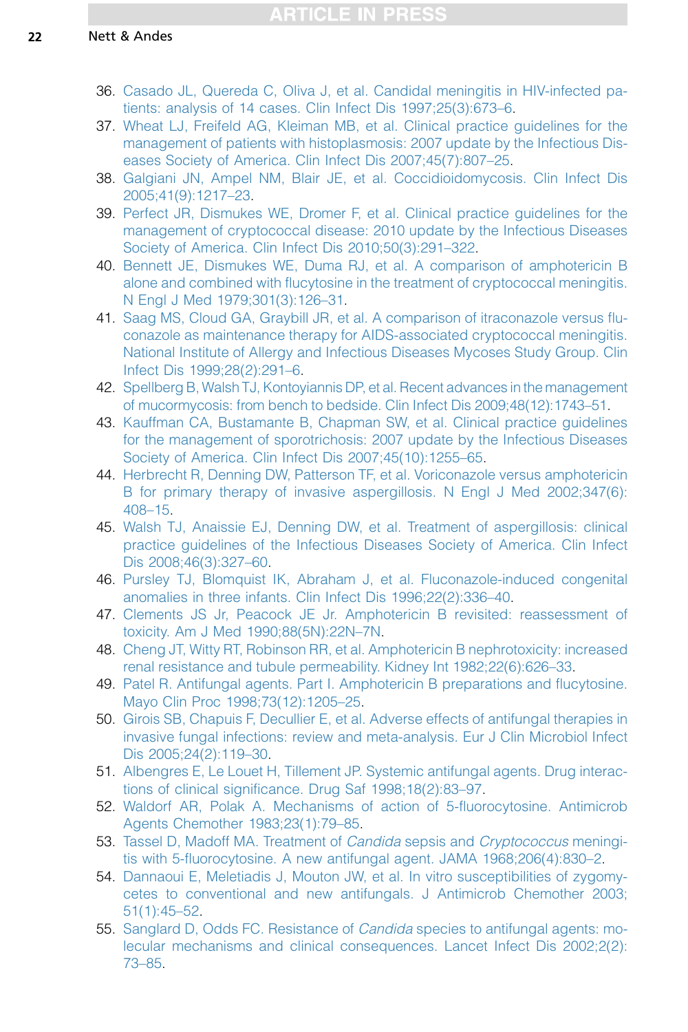36. Casado JL, Quereda C, Oliva J, et al. Candidal meningitis in HIV-infected patients: analysis of 14 cases. Clin Infect Dis 1997;25(3):673–6.
37. Wheat LJ, Freifeld AG, Kleiman MB, et al. Clinical practice guidelines for the management of patients with histoplasmosis: 2007 update by the Infectious Diseases Society of America. Clin Infect Dis 2007;45(7):807–25.
38. Galgiani JN, Ampel NM, Blair JE, et al. Coccidioidomycosis. Clin Infect Dis 2005;41(9):1217–23.
39. Perfect JR, Dismukes WE, Dromer F, et al. Clinical practice guidelines for the management of cryptococcal disease: 2010 update by the Infectious Diseases Society of America. Clin Infect Dis 2010;50(3):291–322.
40. Bennett JE, Dismukes WE, Duma RJ, et al. A comparison of amphotericin B alone and combined with flucytosine in the treatment of cryptococcal meningitis. N Engl J Med 1979;301(3):126–31.
41. Saag MS, Cloud GA, Graybill JR, et al. A comparison of itraconazole versus fluconazole as maintenance therapy for AIDS-associated cryptococcal meningitis. National Institute of Allergy and Infectious Diseases Mycoses Study Group. Clin Infect Dis 1999;28(2):291–6.
42. Spellberg B, Walsh TJ, Kontoyiannis DP, et al. Recent advances in the management of mucormycosis: from bench to bedside. Clin Infect Dis 2009;48(12):1743–51.
43. Kauffman CA, Bustamante B, Chapman SW, et al. Clinical practice guidelines for the management of sporotrichosis: 2007 update by the Infectious Diseases Society of America. Clin Infect Dis 2007;45(10):1255–65.
44. Herbrecht R, Denning DW, Patterson TF, et al. Voriconazole versus amphotericin B for primary therapy of invasive aspergillosis. N Engl J Med 2002;347(6): 408–15.
45. Walsh TJ, Anaissie EJ, Denning DW, et al. Treatment of aspergillosis: clinical practice guidelines of the Infectious Diseases Society of America. Clin Infect Dis 2008;46(3):327–60.
46. Pursley TJ, Blomquist IK, Abraham J, et al. Fluconazole-induced congenital anomalies in three infants. Clin Infect Dis 1996;22(2):336–40.
47. Clements JS Jr, Peacock JE Jr. Amphotericin B revisited: reassessment of toxicity. Am J Med 1990;88(5N):22N–7N.
48. Cheng JT, Witty RT, Robinson RR, et al. Amphotericin B nephrotoxicity: increased renal resistance and tubule permeability. Kidney Int 1982;22(6):626–33.
49. Patel R. Antifungal agents. Part I. Amphotericin B preparations and flucytosine. Mayo Clin Proc 1998;73(12):1205–25.
50. Girois SB, Chapuis F, Decullier E, et al. Adverse effects of antifungal therapies in invasive fungal infections: review and meta-analysis. Eur J Clin Microbiol Infect Dis 2005;24(2):119–30.
51. Albengres E, Le Louet H, Tillement JP. Systemic antifungal agents. Drug interactions of clinical significance. Drug Saf 1998;18(2):83–97.
52. Waldorf AR, Polak A. Mechanisms of action of 5-fluorocytosine. Antimicrob Agents Chemother 1983;23(1):79–85.
53. Tassel D, Madoff MA. Treatment of *Candida* sepsis and *Cryptococcus* meningitis with 5-fluorocytosine. A new antifungal agent. JAMA 1968;206(4):830–2.
54. Dannaoui E, Meletiadis J, Mouton JW, et al. In vitro susceptibilities of zygomycetes to conventional and new antifungals. J Antimicrob Chemother 2003; 51(1):45–52.
55. Sanglard D, Odds FC. Resistance of *Candida* species to antifungal agents: molecular mechanisms and clinical consequences. Lancet Infect Dis 2002;2(2): 73–85.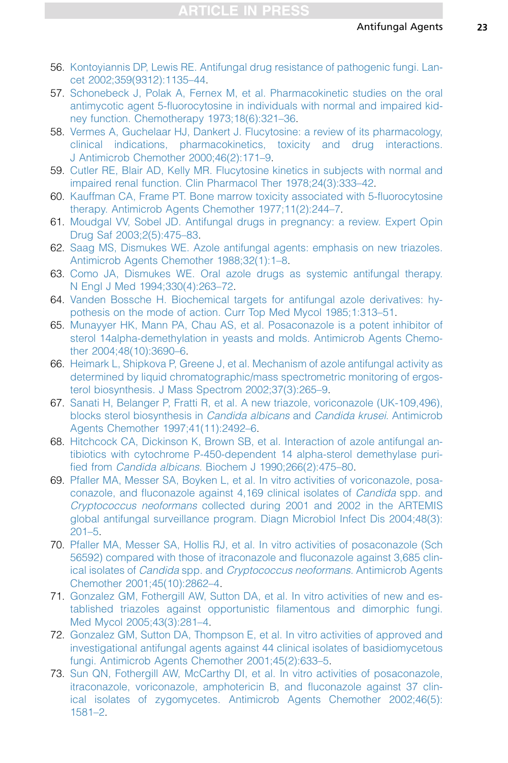56. Kontoyiannis DP, Lewis RE. Antifungal drug resistance of pathogenic fungi. Lancet 2002;359(9312):1135–44.
57. Schonebeck J, Polak A, Fernex M, et al. Pharmacokinetic studies on the oral antimycotic agent 5-fluorocytosine in individuals with normal and impaired kidney function. Chemotherapy 1973;18(6):321–36.
58. Vermes A, Guchelaar HJ, Dankert J. Flucytosine: a review of its pharmacology, clinical indications, pharmacokinetics, toxicity and drug interactions. J Antimicrob Chemother 2000;46(2):171–9.
59. Cutler RE, Blair AD, Kelly MR. Flucytosine kinetics in subjects with normal and impaired renal function. Clin Pharmacol Ther 1978;24(3):333–42.
60. Kauffman CA, Frame PT. Bone marrow toxicity associated with 5-fluorocytosine therapy. Antimicrob Agents Chemother 1977;11(2):244–7.
61. Moudgal VV, Sobel JD. Antifungal drugs in pregnancy: a review. Expert Opin Drug Saf 2003;2(5):475–83.
62. Saag MS, Dismukes WE. Azole antifungal agents: emphasis on new triazoles. Antimicrob Agents Chemother 1988;32(1):1–8.
63. Como JA, Dismukes WE. Oral azole drugs as systemic antifungal therapy. N Engl J Med 1994;330(4):263–72.
64. Vanden Bossche H. Biochemical targets for antifungal azole derivatives: hypothesis on the mode of action. Curr Top Med Mycol 1985;1:313–51.
65. Munayyer HK, Mann PA, Chau AS, et al. Posaconazole is a potent inhibitor of sterol 14alpha-demethylation in yeasts and molds. Antimicrob Agents Chemother 2004;48(10):3690–6.
66. Heimark L, Shipkova P, Greene J, et al. Mechanism of azole antifungal activity as determined by liquid chromatographic/mass spectrometric monitoring of ergosterol biosynthesis. J Mass Spectrom 2002;37(3):265–9.
67. Sanati H, Belanger P, Fratti R, et al. A new triazole, voriconazole (UK-109,496), blocks sterol biosynthesis in *Candida albicans* and *Candida krusei*. Antimicrob Agents Chemother 1997;41(11):2492–6.
68. Hitchcock CA, Dickinson K, Brown SB, et al. Interaction of azole antifungal antibiotics with cytochrome P-450-dependent 14 alpha-sterol demethylase purified from *Candida albicans*. Biochem J 1990;266(2):475–80.
69. Pfaller MA, Messer SA, Boyken L, et al. In vitro activities of voriconazole, posaconazole, and fluconazole against 4,169 clinical isolates of *Candida* spp. and *Cryptococcus neoformans* collected during 2001 and 2002 in the ARTEMIS global antifungal surveillance program. Diagn Microbiol Infect Dis 2004;48(3):201–5.
70. Pfaller MA, Messer SA, Hollis RJ, et al. In vitro activities of posaconazole (Sch 56592) compared with those of itraconazole and fluconazole against 3,685 clinical isolates of *Candida* spp. and *Cryptococcus neoformans*. Antimicrob Agents Chemother 2001;45(10):2862–4.
71. Gonzalez GM, Fothergill AW, Sutton DA, et al. In vitro activities of new and established triazoles against opportunistic filamentous and dimorphic fungi. Med Mycol 2005;43(3):281–4.
72. Gonzalez GM, Sutton DA, Thompson E, et al. In vitro activities of approved and investigational antifungal agents against 44 clinical isolates of basidiomycetous fungi. Antimicrob Agents Chemother 2001;45(2):633–5.
73. Sun QN, Fothergill AW, McCarthy DI, et al. In vitro activities of posaconazole, itraconazole, voriconazole, amphotericin B, and fluconazole against 37 clinical isolates of zygomycetes. Antimicrob Agents Chemother 2002;46(5):1581–2.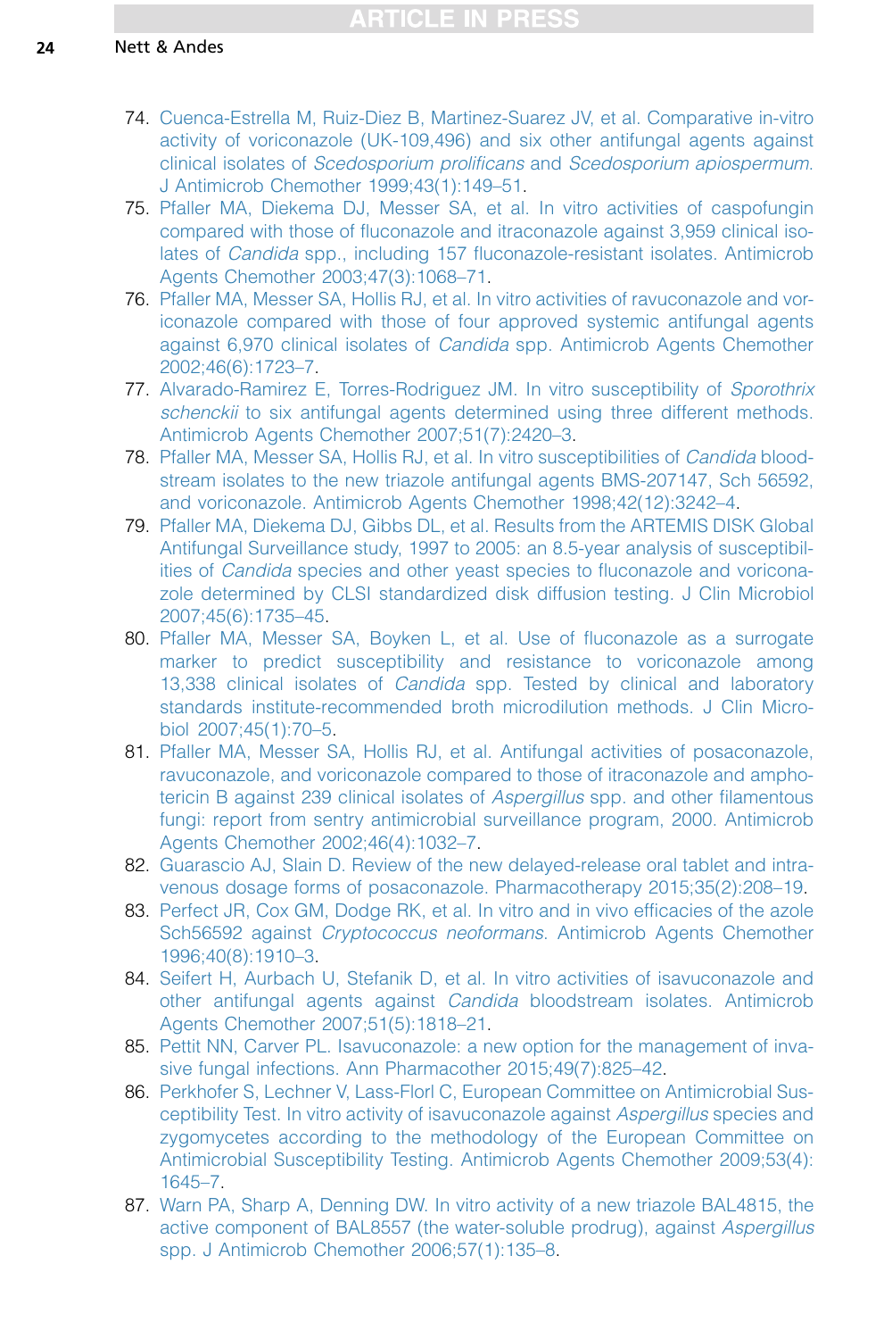74. Cuenca-Estrella M, Ruiz-Diez B, Martinez-Suarez JV, et al. Comparative in-vitro activity of voriconazole (UK-109,496) and six other antifungal agents against clinical isolates of *Scedosporium prolificans* and *Scedosporium apiospermum*. J Antimicrob Chemother 1999;43(1):149–51.
75. Pfaller MA, Diekema DJ, Messer SA, et al. In vitro activities of caspofungin compared with those of fluconazole and itraconazole against 3,959 clinical isolates of *Candida* spp., including 157 fluconazole-resistant isolates. Antimicrob Agents Chemother 2003;47(3):1068–71.
76. Pfaller MA, Messer SA, Hollis RJ, et al. In vitro activities of ravuconazole and voriconazole compared with those of four approved systemic antifungal agents against 6,970 clinical isolates of *Candida* spp. Antimicrob Agents Chemother 2002;46(6):1723–7.
77. Alvarado-Ramirez E, Torres-Rodriguez JM. In vitro susceptibility of *Sporothrix schenckii* to six antifungal agents determined using three different methods. Antimicrob Agents Chemother 2007;51(7):2420–3.
78. Pfaller MA, Messer SA, Hollis RJ, et al. In vitro susceptibilities of *Candida* bloodstream isolates to the new triazole antifungal agents BMS-207147, Sch 56592, and voriconazole. Antimicrob Agents Chemother 1998;42(12):3242–4.
79. Pfaller MA, Diekema DJ, Gibbs DL, et al. Results from the ARTEMIS DISK Global Antifungal Surveillance study, 1997 to 2005: an 8.5-year analysis of susceptibilities of *Candida* species and other yeast species to fluconazole and voriconazole determined by CLSI standardized disk diffusion testing. J Clin Microbiol 2007;45(6):1735–45.
80. Pfaller MA, Messer SA, Boyken L, et al. Use of fluconazole as a surrogate marker to predict susceptibility and resistance to voriconazole among 13,338 clinical isolates of *Candida* spp. Tested by clinical and laboratory standards institute-recommended broth microdilution methods. J Clin Microbiol 2007;45(1):70–5.
81. Pfaller MA, Messer SA, Hollis RJ, et al. Antifungal activities of posaconazole, ravuconazole, and voriconazole compared to those of itraconazole and amphotericin B against 239 clinical isolates of *Aspergillus* spp. and other filamentous fungi: report from sentry antimicrobial surveillance program, 2000. Antimicrob Agents Chemother 2002;46(4):1032–7.
82. Guarascio AJ, Slain D. Review of the new delayed-release oral tablet and intravenous dosage forms of posaconazole. Pharmacotherapy 2015;35(2):208–19.
83. Perfect JR, Cox GM, Dodge RK, et al. In vitro and in vivo efficacies of the azole Sch56592 against *Cryptococcus neoformans*. Antimicrob Agents Chemother 1996;40(8):1910–3.
84. Seifert H, Aurbach U, Stefanik D, et al. In vitro activities of isavuconazole and other antifungal agents against *Candida* bloodstream isolates. Antimicrob Agents Chemother 2007;51(5):1818–21.
85. Pettit NN, Carver PL. Isavuconazole: a new option for the management of invasive fungal infections. Ann Pharmacother 2015;49(7):825–42.
86. Perkhofer S, Lechner V, Lass-Florl C, European Committee on Antimicrobial Susceptibility Test. In vitro activity of isavuconazole against *Aspergillus* species and zygomycetes according to the methodology of the European Committee on Antimicrobial Susceptibility Testing. Antimicrob Agents Chemother 2009;53(4):1645–7.
87. Warn PA, Sharp A, Denning DW. In vitro activity of a new triazole BAL4815, the active component of BAL8557 (the water-soluble prodrug), against *Aspergillus* spp. J Antimicrob Chemother 2006;57(1):135–8.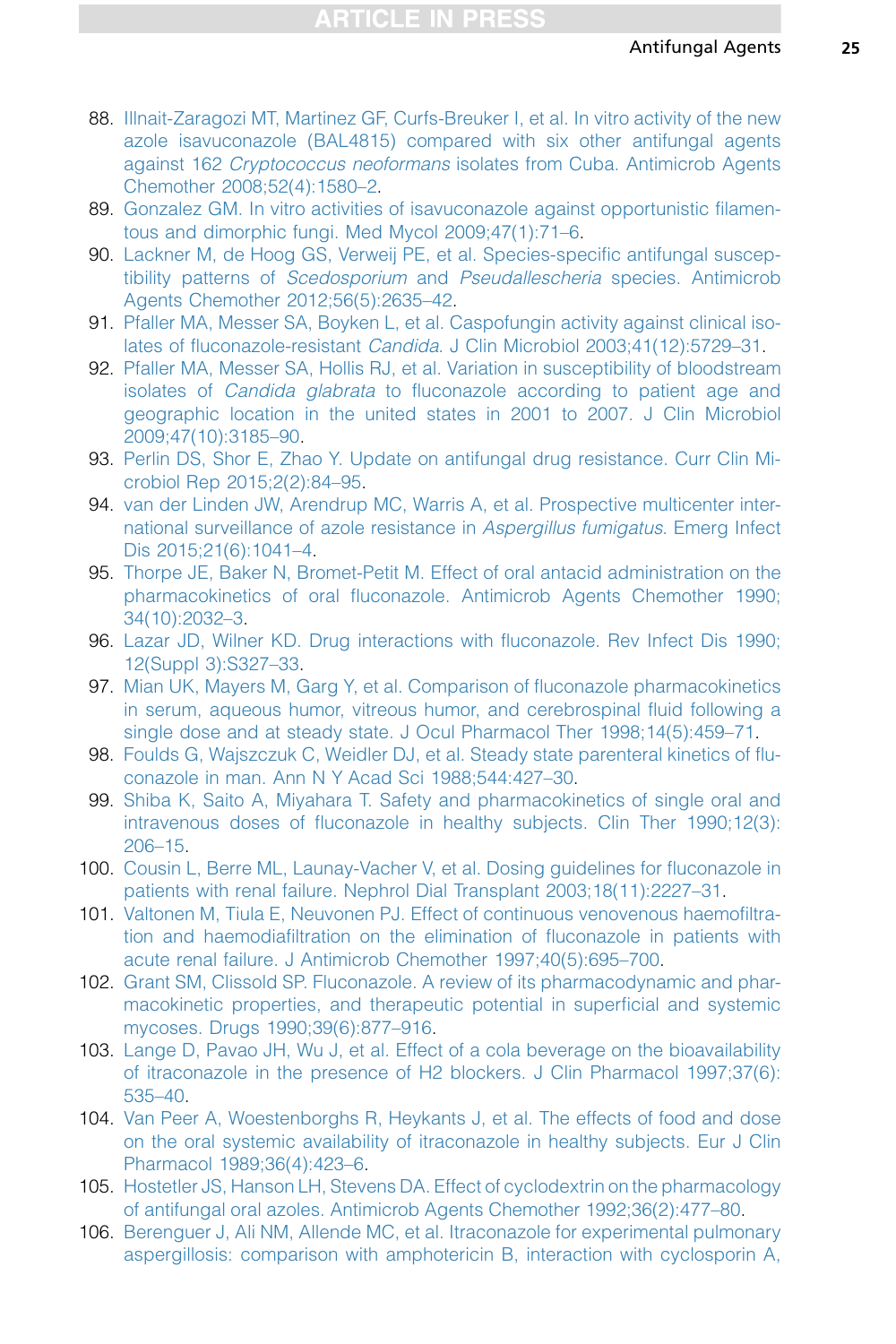88. Illnait-Zaragozi MT, Martinez GF, Curfs-Breuker I, et al. In vitro activity of the new azole isavuconazole (BAL4815) compared with six other antifungal agents against 162 *Cryptococcus neoformans* isolates from Cuba. Antimicrob Agents Chemother 2008;52(4):1580–2.
89. Gonzalez GM. In vitro activities of isavuconazole against opportunistic filamentous and dimorphic fungi. Med Mycol 2009;47(1):71–6.
90. Lackner M, de Hoog GS, Verweij PE, et al. Species-specific antifungal susceptibility patterns of *Scedosporium* and *Pseudallescheria* species. Antimicrob Agents Chemother 2012;56(5):2635–42.
91. Pfaller MA, Messer SA, Boyken L, et al. Caspofungin activity against clinical isolates of fluconazole-resistant *Candida*. J Clin Microbiol 2003;41(12):5729–31.
92. Pfaller MA, Messer SA, Hollis RJ, et al. Variation in susceptibility of bloodstream isolates of *Candida glabrata* to fluconazole according to patient age and geographic location in the united states in 2001 to 2007. J Clin Microbiol 2009;47(10):3185–90.
93. Perlin DS, Shor E, Zhao Y. Update on antifungal drug resistance. Curr Clin Microbiol Rep 2015;2(2):84–95.
94. van der Linden JW, Arendrup MC, Warris A, et al. Prospective multicenter international surveillance of azole resistance in *Aspergillus fumigatus*. Emerg Infect Dis 2015;21(6):1041–4.
95. Thorpe JE, Baker N, Bromet-Petit M. Effect of oral antacid administration on the pharmacokinetics of oral fluconazole. Antimicrob Agents Chemother 1990;34(10):2032–3.
96. Lazar JD, Wilner KD. Drug interactions with fluconazole. Rev Infect Dis 1990;12(Suppl 3):S327–33.
97. Mian UK, Mayers M, Garg Y, et al. Comparison of fluconazole pharmacokinetics in serum, aqueous humor, vitreous humor, and cerebrospinal fluid following a single dose and at steady state. J Ocul Pharmacol Ther 1998;14(5):459–71.
98. Foulds G, Wajszczuk C, Weidler DJ, et al. Steady state parenteral kinetics of fluconazole in man. Ann N Y Acad Sci 1988;544:427–30.
99. Shiba K, Saito A, Miyahara T. Safety and pharmacokinetics of single oral and intravenous doses of fluconazole in healthy subjects. Clin Ther 1990;12(3):206–15.
100. Cousin L, Berre ML, Launay-Vacher V, et al. Dosing guidelines for fluconazole in patients with renal failure. Nephrol Dial Transplant 2003;18(11):2227–31.
101. Valtonen M, Tiula E, Neuvonen PJ. Effect of continuous venovenous haemofiltration and haemodiafiltration on the elimination of fluconazole in patients with acute renal failure. J Antimicrob Chemother 1997;40(5):695–700.
102. Grant SM, Clissold SP. Fluconazole. A review of its pharmacodynamic and pharmacokinetic properties, and therapeutic potential in superficial and systemic mycoses. Drugs 1990;39(6):877–916.
103. Lange D, Pavao JH, Wu J, et al. Effect of a cola beverage on the bioavailability of itraconazole in the presence of H2 blockers. J Clin Pharmacol 1997;37(6):535–40.
104. Van Peer A, Woestenborghs R, Heykants J, et al. The effects of food and dose on the oral systemic availability of itraconazole in healthy subjects. Eur J Clin Pharmacol 1989;36(4):423–6.
105. Hostetler JS, Hanson LH, Stevens DA. Effect of cyclodextrin on the pharmacology of antifungal oral azoles. Antimicrob Agents Chemother 1992;36(2):477–80.
106. Berenguer J, Ali NM, Allende MC, et al. Itraconazole for experimental pulmonary aspergillosis: comparison with amphotericin B, interaction with cyclosporin A,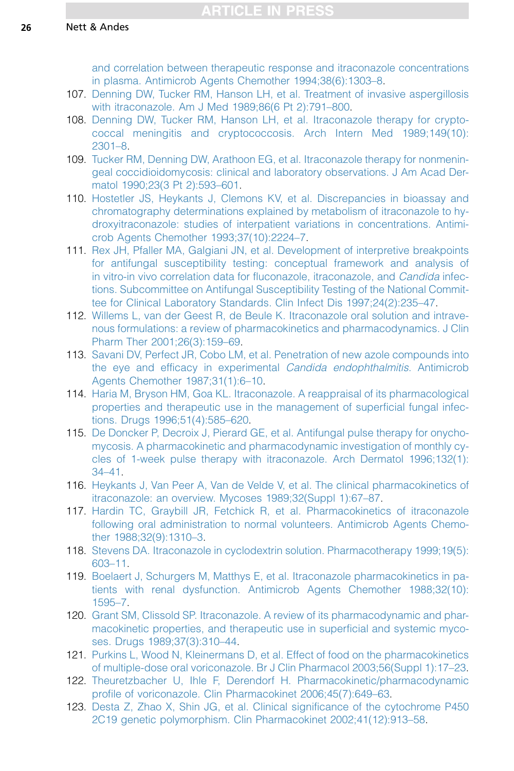and correlation between therapeutic response and itraconazole concentrations in plasma. Antimicrob Agents Chemother 1994;38(6):1303–8.

107. Denning DW, Tucker RM, Hanson LH, et al. Treatment of invasive aspergillosis with itraconazole. Am J Med 1989;86(6 Pt 2):791–800.
108. Denning DW, Tucker RM, Hanson LH, et al. Itraconazole therapy for cryptococcal meningitis and cryptococcosis. Arch Intern Med 1989;149(10):2301–8.
109. Tucker RM, Denning DW, Arathoon EG, et al. Itraconazole therapy for nonmeningeal coccidioidomycosis: clinical and laboratory observations. J Am Acad Dermatol 1990;23(3 Pt 2):593–601.
110. Hostetler JS, Heykants J, Clemons KV, et al. Discrepancies in bioassay and chromatography determinations explained by metabolism of itraconazole to hydroxyitraconazole: studies of interpatient variations in concentrations. Antimicrob Agents Chemother 1993;37(10):2224–7.
111. Rex JH, Pfaller MA, Galgiani JN, et al. Development of interpretive breakpoints for antifungal susceptibility testing: conceptual framework and analysis of in vitro-in vivo correlation data for fluconazole, itraconazole, and *Candida* infections. Subcommittee on Antifungal Susceptibility Testing of the National Committee for Clinical Laboratory Standards. Clin Infect Dis 1997;24(2):235–47.
112. Willems L, van der Geest R, de Beule K. Itraconazole oral solution and intravenous formulations: a review of pharmacokinetics and pharmacodynamics. J Clin Pharm Ther 2001;26(3):159–69.
113. Savani DV, Perfect JR, Cobo LM, et al. Penetration of new azole compounds into the eye and efficacy in experimental *Candida endophthalmitis*. Antimicrob Agents Chemother 1987;31(1):6–10.
114. Haria M, Bryson HM, Goa KL. Itraconazole. A reappraisal of its pharmacological properties and therapeutic use in the management of superficial fungal infections. Drugs 1996;51(4):585–620.
115. De Doncker P, Decroix J, Pierard GE, et al. Antifungal pulse therapy for onychomycosis. A pharmacokinetic and pharmacodynamic investigation of monthly cycles of 1-week pulse therapy with itraconazole. Arch Dermatol 1996;132(1):34–41.
116. Heykants J, Van Peer A, Van de Velde V, et al. The clinical pharmacokinetics of itraconazole: an overview. Mycoses 1989;32(Suppl 1):67–87.
117. Hardin TC, Graybill JR, Fetchick R, et al. Pharmacokinetics of itraconazole following oral administration to normal volunteers. Antimicrob Agents Chemother 1988;32(9):1310–3.
118. Stevens DA. Itraconazole in cyclodextrin solution. Pharmacotherapy 1999;19(5):603–11.
119. Boelaert J, Schurgers M, Matthys E, et al. Itraconazole pharmacokinetics in patients with renal dysfunction. Antimicrob Agents Chemother 1988;32(10):1595–7.
120. Grant SM, Clissold SP. Itraconazole. A review of its pharmacodynamic and pharmacokinetic properties, and therapeutic use in superficial and systemic mycoses. Drugs 1989;37(3):310–44.
121. Purkins L, Wood N, Kleinermans D, et al. Effect of food on the pharmacokinetics of multiple-dose oral voriconazole. Br J Clin Pharmacol 2003;56(Suppl 1):17–23.
122. Theuretzbacher U, Ihle F, Derendorf H. Pharmacokinetic/pharmacodynamic profile of voriconazole. Clin Pharmacokinet 2006;45(7):649–63.
123. Desta Z, Zhao X, Shin JG, et al. Clinical significance of the cytochrome P450 2C19 genetic polymorphism. Clin Pharmacokinet 2002;41(12):913–58.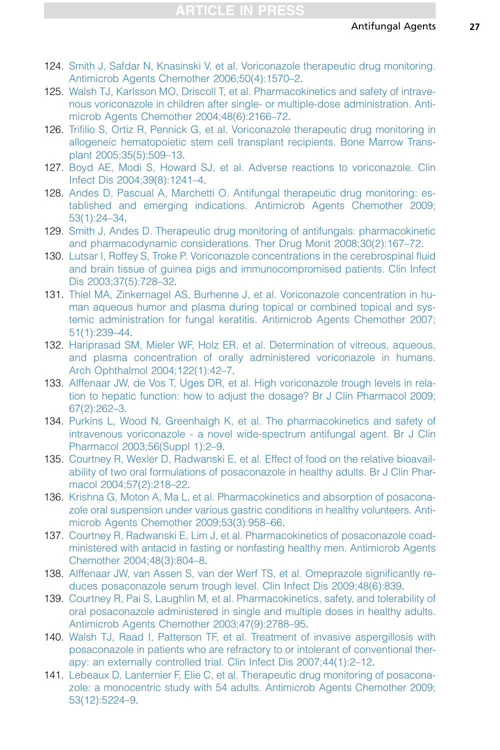124. Smith J, Safdar N, Knasinski V, et al. Voriconazole therapeutic drug monitoring. Antimicrob Agents Chemother 2006;50(4):1570–2.
125. Walsh TJ, Karlsson MO, Driscoll T, et al. Pharmacokinetics and safety of intravenous voriconazole in children after single- or multiple-dose administration. Antimicrob Agents Chemother 2004;48(6):2166–72.
126. Trifilio S, Ortiz R, Pennick G, et al. Voriconazole therapeutic drug monitoring in allogeneic hematopoietic stem cell transplant recipients. Bone Marrow Transplant 2005;35(5):509–13.
127. Boyd AE, Modi S, Howard SJ, et al. Adverse reactions to voriconazole. Clin Infect Dis 2004;39(8):1241–4.
128. Andes D, Pascual A, Marchetti O. Antifungal therapeutic drug monitoring: established and emerging indications. Antimicrob Agents Chemother 2009; 53(1):24–34.
129. Smith J, Andes D. Therapeutic drug monitoring of antifungals: pharmacokinetic and pharmacodynamic considerations. Ther Drug Monit 2008;30(2):167–72.
130. Lutsar I, Roffey S, Troke P. Voriconazole concentrations in the cerebrospinal fluid and brain tissue of guinea pigs and immunocompromised patients. Clin Infect Dis 2003;37(5):728–32.
131. Thiel MA, Zinkernagel AS, Burhenne J, et al. Voriconazole concentration in human aqueous humor and plasma during topical or combined topical and systemic administration for fungal keratitis. Antimicrob Agents Chemother 2007; 51(1):239–44.
132. Hariprasad SM, Mieler WF, Holz ER, et al. Determination of vitreous, aqueous, and plasma concentration of orally administered voriconazole in humans. Arch Ophthalmol 2004;122(1):42–7.
133. Alffenaar JW, de Vos T, Uges DR, et al. High voriconazole trough levels in relation to hepatic function: how to adjust the dosage? Br J Clin Pharmacol 2009; 67(2):262–3.
134. Purkins L, Wood N, Greenhalgh K, et al. The pharmacokinetics and safety of intravenous voriconazole - a novel wide-spectrum antifungal agent. Br J Clin Pharmacol 2003;56(Suppl 1):2–9.
135. Courtney R, Wexler D, Radwanski E, et al. Effect of food on the relative bioavailability of two oral formulations of posaconazole in healthy adults. Br J Clin Pharmacol 2004;57(2):218–22.
136. Krishna G, Moton A, Ma L, et al. Pharmacokinetics and absorption of posaconazole oral suspension under various gastric conditions in healthy volunteers. Antimicrob Agents Chemother 2009;53(3):958–66.
137. Courtney R, Radwanski E, Lim J, et al. Pharmacokinetics of posaconazole coadministered with antacid in fasting or nonfasting healthy men. Antimicrob Agents Chemother 2004;48(3):804–8.
138. Alffenaar JW, van Assen S, van der Werf TS, et al. Omeprazole significantly reduces posaconazole serum trough level. Clin Infect Dis 2009;48(6):839.
139. Courtney R, Pai S, Laughlin M, et al. Pharmacokinetics, safety, and tolerability of oral posaconazole administered in single and multiple doses in healthy adults. Antimicrob Agents Chemother 2003;47(9):2788–95.
140. Walsh TJ, Raad I, Patterson TF, et al. Treatment of invasive aspergillosis with posaconazole in patients who are refractory to or intolerant of conventional therapy: an externally controlled trial. Clin Infect Dis 2007;44(1):2–12.
141. Lebeaux D, Lanternier F, Elie C, et al. Therapeutic drug monitoring of posaconazole: a monocentric study with 54 adults. Antimicrob Agents Chemother 2009; 53(12):5224–9.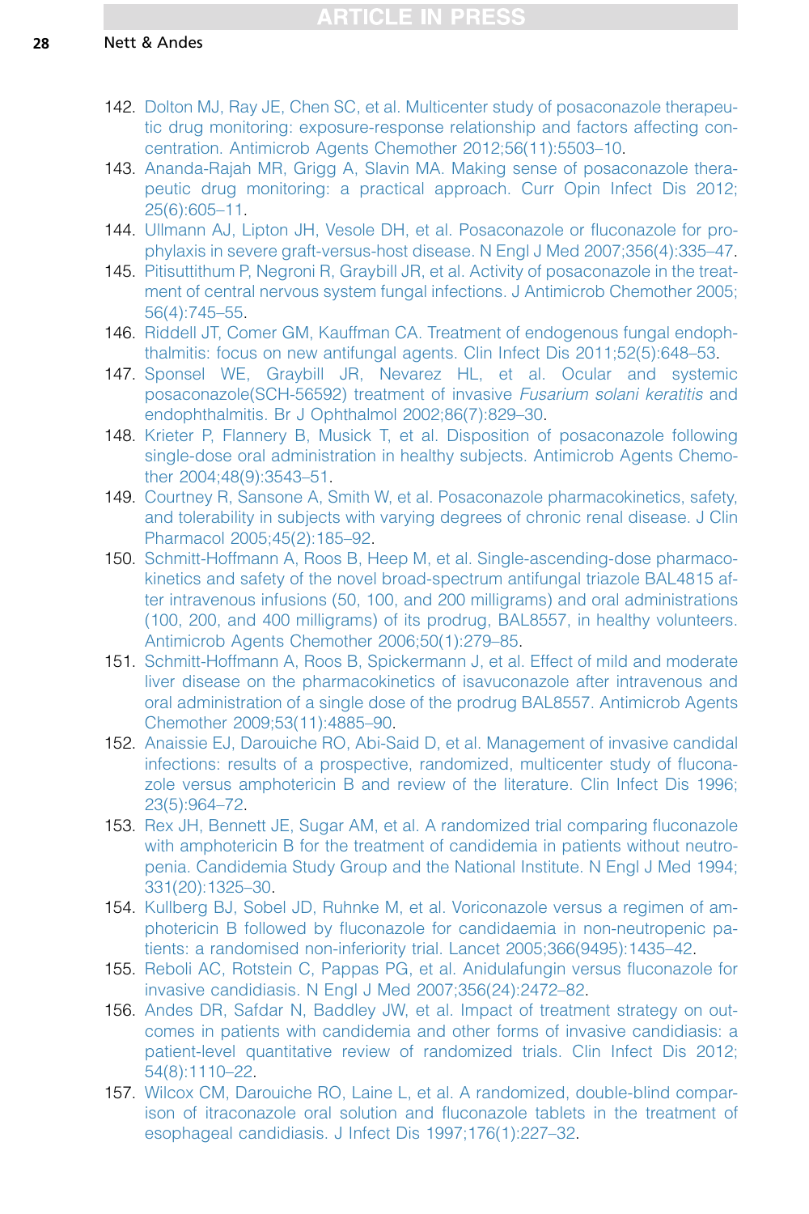142. Dolton MJ, Ray JE, Chen SC, et al. Multicenter study of posaconazole therapeutic drug monitoring: exposure-response relationship and factors affecting concentration. Antimicrob Agents Chemother 2012;56(11):5503–10.
143. Ananda-Rajah MR, Grigg A, Slavin MA. Making sense of posaconazole therapeutic drug monitoring: a practical approach. Curr Opin Infect Dis 2012; 25(6):605–11.
144. Ullmann AJ, Lipton JH, Vesole DH, et al. Posaconazole or fluconazole for prophylaxis in severe graft-versus-host disease. N Engl J Med 2007;356(4):335–47.
145. Pitisuttithum P, Negroni R, Graybill JR, et al. Activity of posaconazole in the treatment of central nervous system fungal infections. J Antimicrob Chemother 2005; 56(4):745–55.
146. Riddell JT, Comer GM, Kauffman CA. Treatment of endogenous fungal endophthalmitis: focus on new antifungal agents. Clin Infect Dis 2011;52(5):648–53.
147. Sponsel WE, Graybill JR, Nevarez HL, et al. Ocular and systemic posaconazole(SCH-56592) treatment of invasive *Fusarium solani keratitis* and endophthalmitis. Br J Ophthalmol 2002;86(7):829–30.
148. Krieter P, Flannery B, Musick T, et al. Disposition of posaconazole following single-dose oral administration in healthy subjects. Antimicrob Agents Chemother 2004;48(9):3543–51.
149. Courtney R, Sansone A, Smith W, et al. Posaconazole pharmacokinetics, safety, and tolerability in subjects with varying degrees of chronic renal disease. J Clin Pharmacol 2005;45(2):185–92.
150. Schmitt-Hoffmann A, Roos B, Heep M, et al. Single-ascending-dose pharmacokinetics and safety of the novel broad-spectrum antifungal triazole BAL4815 after intravenous infusions (50, 100, and 200 milligrams) and oral administrations (100, 200, and 400 milligrams) of its prodrug, BAL8557, in healthy volunteers. Antimicrob Agents Chemother 2006;50(1):279–85.
151. Schmitt-Hoffmann A, Roos B, Spickermann J, et al. Effect of mild and moderate liver disease on the pharmacokinetics of isavuconazole after intravenous and oral administration of a single dose of the prodrug BAL8557. Antimicrob Agents Chemother 2009;53(11):4885–90.
152. Anaissie EJ, Darouiche RO, Abi-Said D, et al. Management of invasive candidal infections: results of a prospective, randomized, multicenter study of fluconazole versus amphotericin B and review of the literature. Clin Infect Dis 1996; 23(5):964–72.
153. Rex JH, Bennett JE, Sugar AM, et al. A randomized trial comparing fluconazole with amphotericin B for the treatment of candidemia in patients without neutropenia. Candidemia Study Group and the National Institute. N Engl J Med 1994; 331(20):1325–30.
154. Kullberg BJ, Sobel JD, Ruhnke M, et al. Voriconazole versus a regimen of amphotericin B followed by fluconazole for candidaemia in non-neutropenic patients: a randomised non-inferiority trial. Lancet 2005;366(9495):1435–42.
155. Reboli AC, Rotstein C, Pappas PG, et al. Anidulafungin versus fluconazole for invasive candidiasis. N Engl J Med 2007;356(24):2472–82.
156. Andes DR, Safdar N, Baddley JW, et al. Impact of treatment strategy on outcomes in patients with candidemia and other forms of invasive candidiasis: a patient-level quantitative review of randomized trials. Clin Infect Dis 2012; 54(8):1110–22.
157. Wilcox CM, Darouiche RO, Laine L, et al. A randomized, double-blind comparison of itraconazole oral solution and fluconazole tablets in the treatment of esophageal candidiasis. J Infect Dis 1997;176(1):227–32.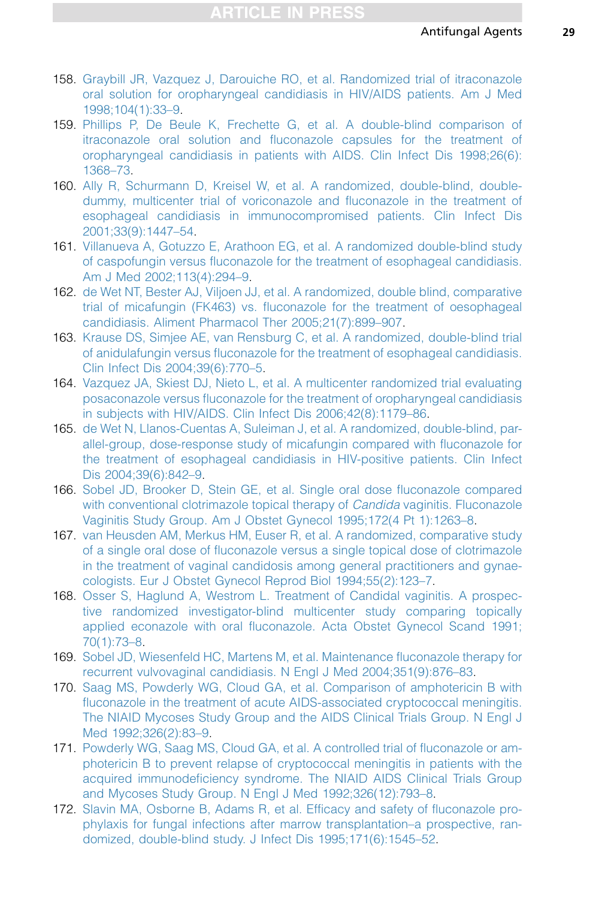158. Graybill JR, Vazquez J, Darouiche RO, et al. Randomized trial of itraconazole oral solution for oropharyngeal candidiasis in HIV/AIDS patients. Am J Med 1998;104(1):33–9.
159. Phillips P, De Beule K, Frechette G, et al. A double-blind comparison of itraconazole oral solution and fluconazole capsules for the treatment of oropharyngeal candidiasis in patients with AIDS. Clin Infect Dis 1998;26(6): 1368–73.
160. Ally R, Schurmann D, Kreisel W, et al. A randomized, double-blind, double-dummy, multicenter trial of voriconazole and fluconazole in the treatment of esophageal candidiasis in immunocompromised patients. Clin Infect Dis 2001;33(9):1447–54.
161. Villanueva A, Gotuzzo E, Arathoon EG, et al. A randomized double-blind study of caspofungin versus fluconazole for the treatment of esophageal candidiasis. Am J Med 2002;113(4):294–9.
162. de Wet NT, Bester AJ, Viljoen JJ, et al. A randomized, double blind, comparative trial of micafungin (FK463) vs. fluconazole for the treatment of oesophageal candidiasis. Aliment Pharmacol Ther 2005;21(7):899–907.
163. Krause DS, Simjee AE, van Rensburg C, et al. A randomized, double-blind trial of anidulafungin versus fluconazole for the treatment of esophageal candidiasis. Clin Infect Dis 2004;39(6):770–5.
164. Vazquez JA, Skiest DJ, Nieto L, et al. A multicenter randomized trial evaluating posaconazole versus fluconazole for the treatment of oropharyngeal candidiasis in subjects with HIV/AIDS. Clin Infect Dis 2006;42(8):1179–86.
165. de Wet N, Llanos-Cuentas A, Suleiman J, et al. A randomized, double-blind, parallel-group, dose-response study of micafungin compared with fluconazole for the treatment of esophageal candidiasis in HIV-positive patients. Clin Infect Dis 2004;39(6):842–9.
166. Sobel JD, Brooker D, Stein GE, et al. Single oral dose fluconazole compared with conventional clotrimazole topical therapy of *Candida* vaginitis. Fluconazole Vaginitis Study Group. Am J Obstet Gynecol 1995;172(4 Pt 1):1263–8.
167. van Heusden AM, Merkus HM, Euser R, et al. A randomized, comparative study of a single oral dose of fluconazole versus a single topical dose of clotrimazole in the treatment of vaginal candidosis among general practitioners and gynaecologists. Eur J Obstet Gynecol Reprod Biol 1994;55(2):123–7.
168. Osser S, Haglund A, Westrom L. Treatment of Candidal vaginitis. A prospective randomized investigator-blind multicenter study comparing topically applied econazole with oral fluconazole. Acta Obstet Gynecol Scand 1991; 70(1):73–8.
169. Sobel JD, Wiesenfeld HC, Martens M, et al. Maintenance fluconazole therapy for recurrent vulvovaginal candidiasis. N Engl J Med 2004;351(9):876–83.
170. Saag MS, Powderly WG, Cloud GA, et al. Comparison of amphotericin B with fluconazole in the treatment of acute AIDS-associated cryptococcal meningitis. The NIAID Mycoses Study Group and the AIDS Clinical Trials Group. N Engl J Med 1992;326(2):83–9.
171. Powderly WG, Saag MS, Cloud GA, et al. A controlled trial of fluconazole or amphotericin B to prevent relapse of cryptococcal meningitis in patients with the acquired immunodeficiency syndrome. The NIAID AIDS Clinical Trials Group and Mycoses Study Group. N Engl J Med 1992;326(12):793–8.
172. Slavin MA, Osborne B, Adams R, et al. Efficacy and safety of fluconazole prophylaxis for fungal infections after marrow transplantation–a prospective, randomized, double-blind study. J Infect Dis 1995;171(6):1545–52.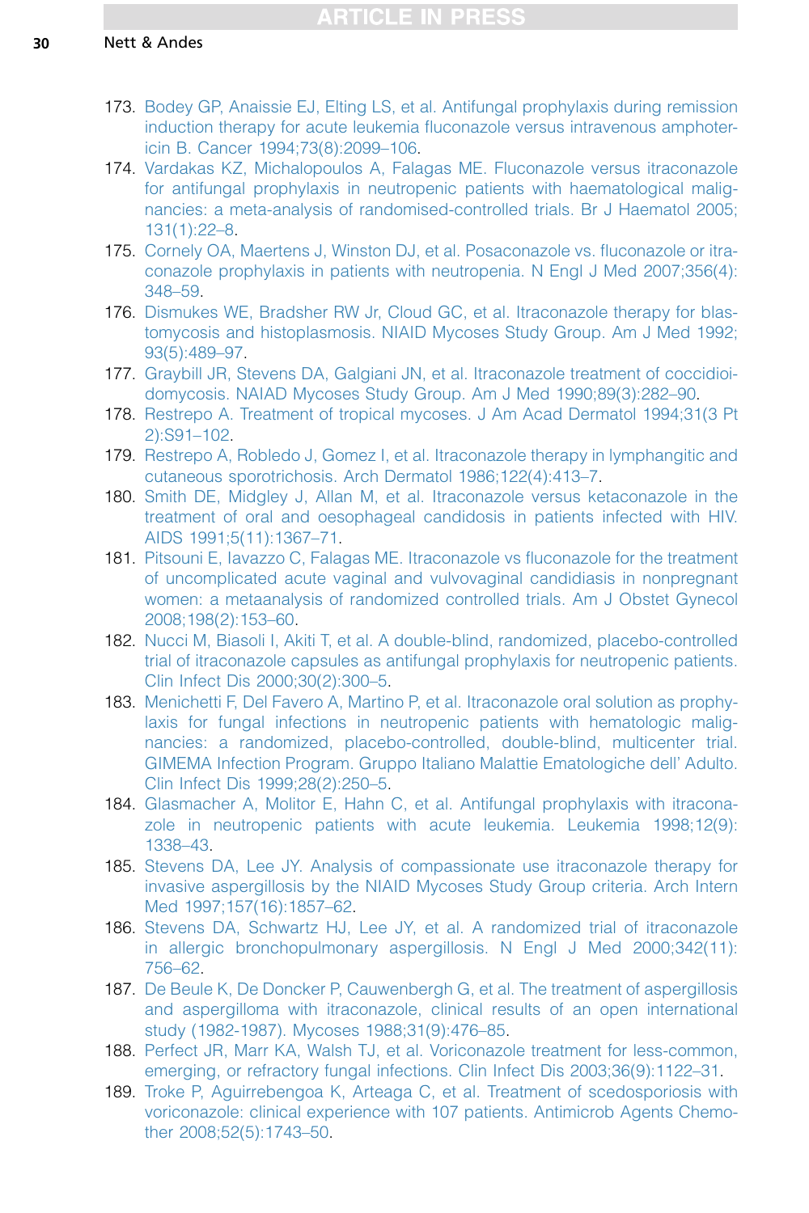173. Bodey GP, Anaissie EJ, Elting LS, et al. Antifungal prophylaxis during remission induction therapy for acute leukemia fluconazole versus intravenous amphotericin B. Cancer 1994;73(8):2099–106.
174. Vardakas KZ, Michalopoulos A, Falagas ME. Fluconazole versus itraconazole for antifungal prophylaxis in neutropenic patients with haematological malignancies: a meta-analysis of randomised-controlled trials. Br J Haematol 2005; 131(1):22–8.
175. Cornely OA, Maertens J, Winston DJ, et al. Posaconazole vs. fluconazole or itraconazole prophylaxis in patients with neutropenia. N Engl J Med 2007;356(4): 348–59.
176. Dismukes WE, Bradsher RW Jr, Cloud GC, et al. Itraconazole therapy for blastomycosis and histoplasmosis. NIAID Mycoses Study Group. Am J Med 1992; 93(5):489–97.
177. Graybill JR, Stevens DA, Galgiani JN, et al. Itraconazole treatment of coccidioidomycosis. NAIAD Mycoses Study Group. Am J Med 1990;89(3):282–90.
178. Restrepo A. Treatment of tropical mycoses. J Am Acad Dermatol 1994;31(3 Pt 2):S91–102.
179. Restrepo A, Robledo J, Gomez I, et al. Itraconazole therapy in lymphangitic and cutaneous sporotrichosis. Arch Dermatol 1986;122(4):413–7.
180. Smith DE, Midgley J, Allan M, et al. Itraconazole versus ketaconazole in the treatment of oral and oesophageal candidosis in patients infected with HIV. AIDS 1991;5(11):1367–71.
181. Pitsouni E, Iavazzo C, Falagas ME. Itraconazole vs fluconazole for the treatment of uncomplicated acute vaginal and vulvovaginal candidiasis in nonpregnant women: a metaanalysis of randomized controlled trials. Am J Obstet Gynecol 2008;198(2):153–60.
182. Nucci M, Biasoli I, Akiti T, et al. A double-blind, randomized, placebo-controlled trial of itraconazole capsules as antifungal prophylaxis for neutropenic patients. Clin Infect Dis 2000;30(2):300–5.
183. Menichetti F, Del Favero A, Martino P, et al. Itraconazole oral solution as prophylaxis for fungal infections in neutropenic patients with hematologic malignancies: a randomized, placebo-controlled, double-blind, multicenter trial. GIMEMA Infection Program. Gruppo Italiano Malattie Ematologiche dell' Adulto. Clin Infect Dis 1999;28(2):250–5.
184. Glasmacher A, Molitor E, Hahn C, et al. Antifungal prophylaxis with itraconazole in neutropenic patients with acute leukemia. Leukemia 1998;12(9): 1338–43.
185. Stevens DA, Lee JY. Analysis of compassionate use itraconazole therapy for invasive aspergillosis by the NIAID Mycoses Study Group criteria. Arch Intern Med 1997;157(16):1857–62.
186. Stevens DA, Schwartz HJ, Lee JY, et al. A randomized trial of itraconazole in allergic bronchopulmonary aspergillosis. N Engl J Med 2000;342(11): 756–62.
187. De Beule K, De Doncker P, Cauwenbergh G, et al. The treatment of aspergillosis and aspergilloma with itraconazole, clinical results of an open international study (1982-1987). Mycoses 1988;31(9):476–85.
188. Perfect JR, Marr KA, Walsh TJ, et al. Voriconazole treatment for less-common, emerging, or refractory fungal infections. Clin Infect Dis 2003;36(9):1122–31.
189. Troke P, Aguirrebengoa K, Arteaga C, et al. Treatment of scedosporiosis with voriconazole: clinical experience with 107 patients. Antimicrob Agents Chemother 2008;52(5):1743–50.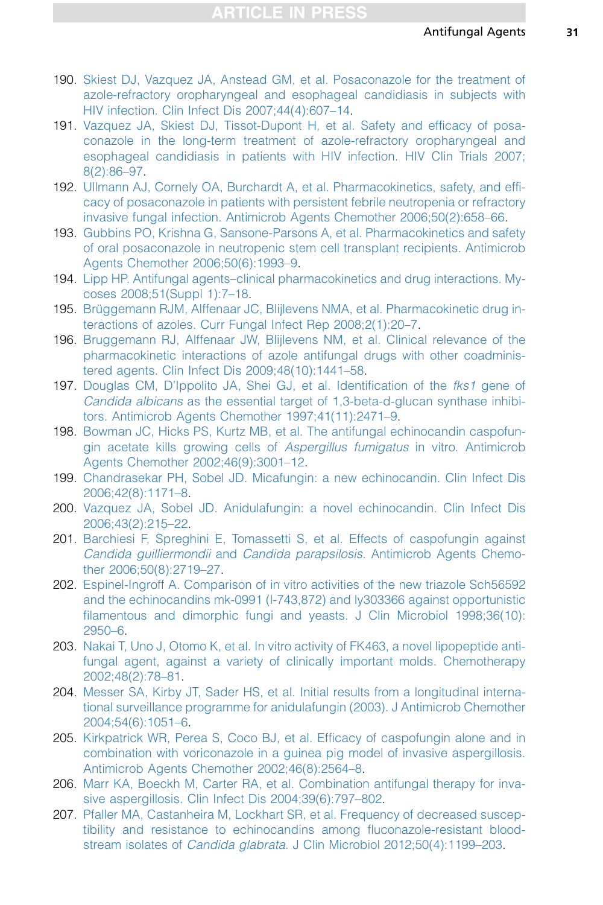190. Skiest DJ, Vazquez JA, Anstead GM, et al. Posaconazole for the treatment of azole-refractory oropharyngeal and esophageal candidiasis in subjects with HIV infection. Clin Infect Dis 2007;44(4):607–14.
191. Vazquez JA, Skiest DJ, Tissot-Dupont H, et al. Safety and efficacy of posaconazole in the long-term treatment of azole-refractory oropharyngeal and esophageal candidiasis in patients with HIV infection. HIV Clin Trials 2007; 8(2):86–97.
192. Ullmann AJ, Cornely OA, Burchardt A, et al. Pharmacokinetics, safety, and efficacy of posaconazole in patients with persistent febrile neutropenia or refractory invasive fungal infection. Antimicrob Agents Chemother 2006;50(2):658–66.
193. Gubbins PO, Krishna G, Sansone-Parsons A, et al. Pharmacokinetics and safety of oral posaconazole in neutropenic stem cell transplant recipients. Antimicrob Agents Chemother 2006;50(6):1993–9.
194. Lipp HP. Antifungal agents–clinical pharmacokinetics and drug interactions. Mycoses 2008;51(Suppl 1):7–18.
195. Brüggemann RJM, Alffenaar JC, Blijlevens NMA, et al. Pharmacokinetic drug interactions of azoles. Curr Fungal Infect Rep 2008;2(1):20–7.
196. Bruggemann RJ, Alffenaar JW, Blijlevens NM, et al. Clinical relevance of the pharmacokinetic interactions of azole antifungal drugs with other coadministered agents. Clin Infect Dis 2009;48(10):1441–58.
197. Douglas CM, D'Ippolito JA, Shei GJ, et al. Identification of the *fks1* gene of *Candida albicans* as the essential target of 1,3-beta-d-glucan synthase inhibitors. Antimicrob Agents Chemother 1997;41(11):2471–9.
198. Bowman JC, Hicks PS, Kurtz MB, et al. The antifungal echinocandin caspofungin acetate kills growing cells of *Aspergillus fumigatus* in vitro. Antimicrob Agents Chemother 2002;46(9):3001–12.
199. Chandrasekar PH, Sobel JD. Micafungin: a new echinocandin. Clin Infect Dis 2006;42(8):1171–8.
200. Vazquez JA, Sobel JD. Anidulafungin: a novel echinocandin. Clin Infect Dis 2006;43(2):215–22.
201. Barchiesi F, Spreghini E, Tomassetti S, et al. Effects of caspofungin against *Candida guilliermondii* and *Candida parapsilosis*. Antimicrob Agents Chemother 2006;50(8):2719–27.
202. Espinel-Ingroff A. Comparison of in vitro activities of the new triazole Sch56592 and the echinocandins mk-0991 (l-743,872) and ly303366 against opportunistic filamentous and dimorphic fungi and yeasts. J Clin Microbiol 1998;36(10): 2950–6.
203. Nakai T, Uno J, Otomo K, et al. In vitro activity of FK463, a novel lipopeptide antifungal agent, against a variety of clinically important molds. Chemotherapy 2002;48(2):78–81.
204. Messer SA, Kirby JT, Sader HS, et al. Initial results from a longitudinal international surveillance programme for anidulafungin (2003). J Antimicrob Chemother 2004;54(6):1051–6.
205. Kirkpatrick WR, Perea S, Coco BJ, et al. Efficacy of caspofungin alone and in combination with voriconazole in a guinea pig model of invasive aspergillosis. Antimicrob Agents Chemother 2002;46(8):2564–8.
206. Marr KA, Boeckh M, Carter RA, et al. Combination antifungal therapy for invasive aspergillosis. Clin Infect Dis 2004;39(6):797–802.
207. Pfaller MA, Castanheira M, Lockhart SR, et al. Frequency of decreased susceptibility and resistance to echinocandins among fluconazole-resistant bloodstream isolates of *Candida glabrata*. J Clin Microbiol 2012;50(4):1199–203.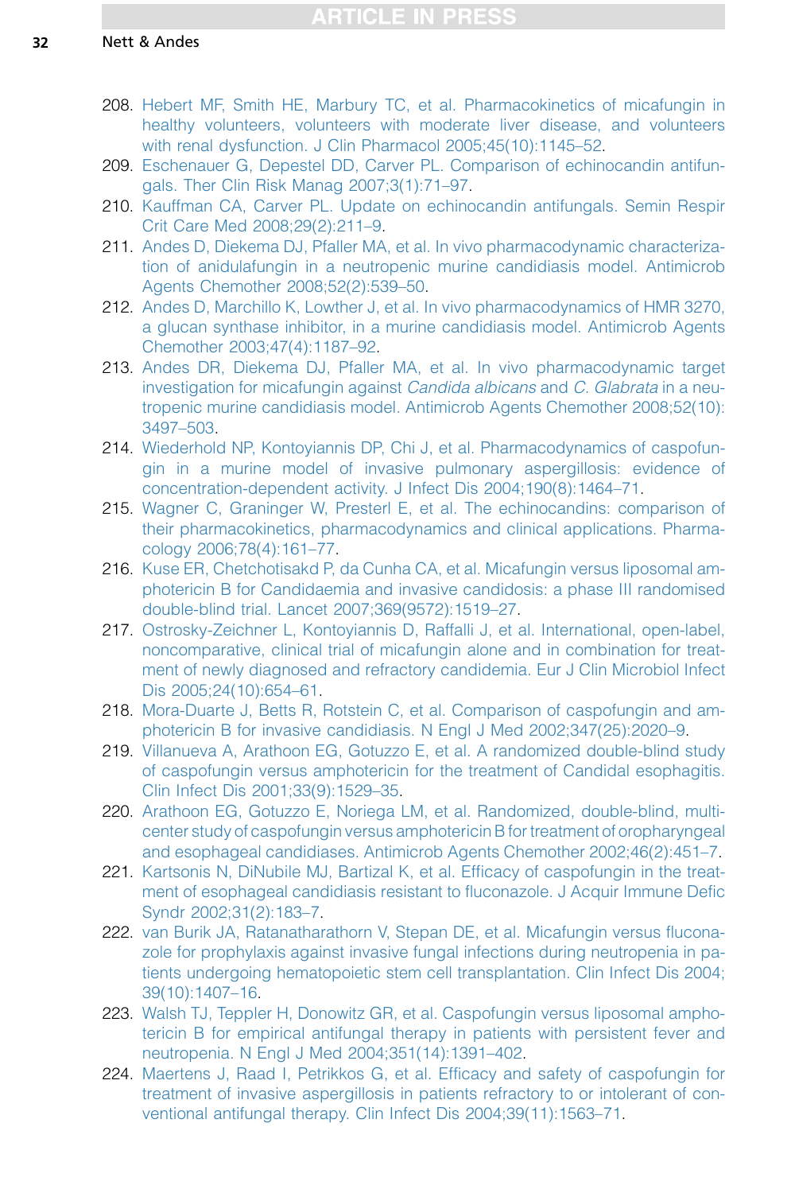208. Hebert MF, Smith HE, Marbury TC, et al. Pharmacokinetics of micafungin in healthy volunteers, volunteers with moderate liver disease, and volunteers with renal dysfunction. J Clin Pharmacol 2005;45(10):1145–52.
209. Eschenauer G, Depestel DD, Carver PL. Comparison of echinocandin antifungals. Ther Clin Risk Manag 2007;3(1):71–97.
210. Kauffman CA, Carver PL. Update on echinocandin antifungals. Semin Respir Crit Care Med 2008;29(2):211–9.
211. Andes D, Diekema DJ, Pfaller MA, et al. In vivo pharmacodynamic characterization of anidulafungin in a neutropenic murine candidiasis model. Antimicrob Agents Chemother 2008;52(2):539–50.
212. Andes D, Marchillo K, Lowther J, et al. In vivo pharmacodynamics of HMR 3270, a glucan synthase inhibitor, in a murine candidiasis model. Antimicrob Agents Chemother 2003;47(4):1187–92.
213. Andes DR, Diekema DJ, Pfaller MA, et al. In vivo pharmacodynamic target investigation for micafungin against *Candida albicans* and *C. Glabrata* in a neutropenic murine candidiasis model. Antimicrob Agents Chemother 2008;52(10):3497–503.
214. Wiederhold NP, Kontoyiannis DP, Chi J, et al. Pharmacodynamics of caspofungin in a murine model of invasive pulmonary aspergillosis: evidence of concentration-dependent activity. J Infect Dis 2004;190(8):1464–71.
215. Wagner C, Graninger W, Presterl E, et al. The echinocandins: comparison of their pharmacokinetics, pharmacodynamics and clinical applications. Pharmacology 2006;78(4):161–77.
216. Kuse ER, Chetchotisakd P, da Cunha CA, et al. Micafungin versus liposomal amphotericin B for Candidaemia and invasive candidosis: a phase III randomised double-blind trial. Lancet 2007;369(9572):1519–27.
217. Ostrosky-Zeichner L, Kontoyiannis D, Raffalli J, et al. International, open-label, noncomparative, clinical trial of micafungin alone and in combination for treatment of newly diagnosed and refractory candidemia. Eur J Clin Microbiol Infect Dis 2005;24(10):654–61.
218. Mora-Duarte J, Betts R, Rotstein C, et al. Comparison of caspofungin and amphotericin B for invasive candidiasis. N Engl J Med 2002;347(25):2020–9.
219. Villanueva A, Arathoon EG, Gotuzzo E, et al. A randomized double-blind study of caspofungin versus amphotericin for the treatment of Candidal esophagitis. Clin Infect Dis 2001;33(9):1529–35.
220. Arathoon EG, Gotuzzo E, Noriega LM, et al. Randomized, double-blind, multicenter study of caspofungin versus amphotericin B for treatment of oropharyngeal and esophageal candidiases. Antimicrob Agents Chemother 2002;46(2):451–7.
221. Kartsonis N, DiNubile MJ, Bartizal K, et al. Efficacy of caspofungin in the treatment of esophageal candidiasis resistant to fluconazole. J Acquir Immune Defic Syndr 2002;31(2):183–7.
222. van Burik JA, Ratanatharathorn V, Stepan DE, et al. Micafungin versus fluconazole for prophylaxis against invasive fungal infections during neutropenia in patients undergoing hematopoietic stem cell transplantation. Clin Infect Dis 2004;39(10):1407–16.
223. Walsh TJ, Teppler H, Donowitz GR, et al. Caspofungin versus liposomal amphotericin B for empirical antifungal therapy in patients with persistent fever and neutropenia. N Engl J Med 2004;351(14):1391–402.
224. Maertens J, Raad I, Petrikkos G, et al. Efficacy and safety of caspofungin for treatment of invasive aspergillosis in patients refractory to or intolerant of conventional antifungal therapy. Clin Infect Dis 2004;39(11):1563–71.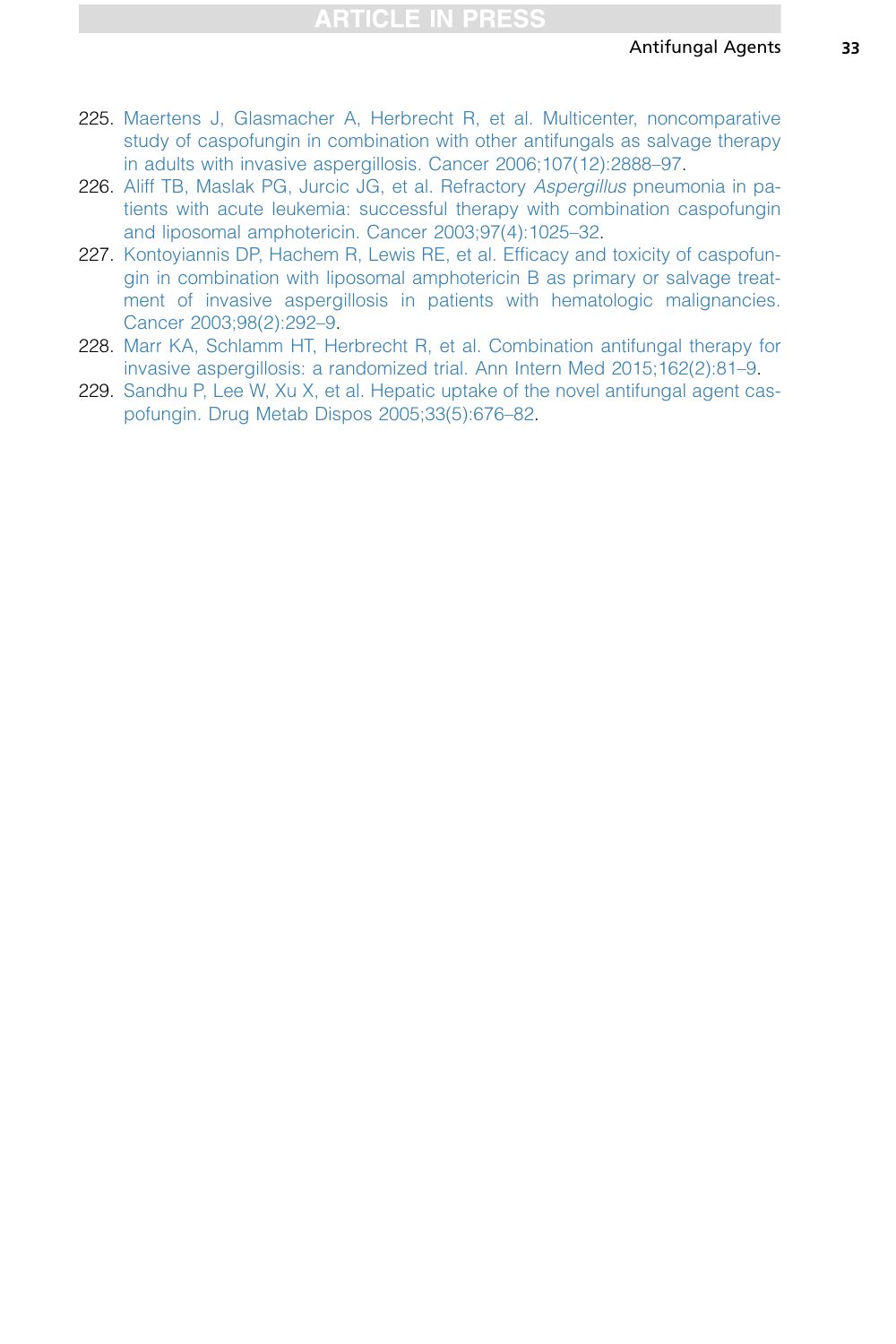225. Maertens J, Glasmacher A, Herbrecht R, et al. Multicenter, noncomparative study of caspofungin in combination with other antifungals as salvage therapy in adults with invasive aspergillosis. Cancer 2006;107(12):2888–97.
226. Aliff TB, Maslak PG, Jurcic JG, et al. Refractory *Aspergillus* pneumonia in patients with acute leukemia: successful therapy with combination caspofungin and liposomal amphotericin. Cancer 2003;97(4):1025–32.
227. Kontoyiannis DP, Hachem R, Lewis RE, et al. Efficacy and toxicity of caspofungin in combination with liposomal amphotericin B as primary or salvage treatment of invasive aspergillosis in patients with hematologic malignancies. Cancer 2003;98(2):292–9.
228. Marr KA, Schlamm HT, Herbrecht R, et al. Combination antifungal therapy for invasive aspergillosis: a randomized trial. Ann Intern Med 2015;162(2):81–9.
229. Sandhu P, Lee W, Xu X, et al. Hepatic uptake of the novel antifungal agent caspofungin. Drug Metab Dispos 2005;33(5):676–82.